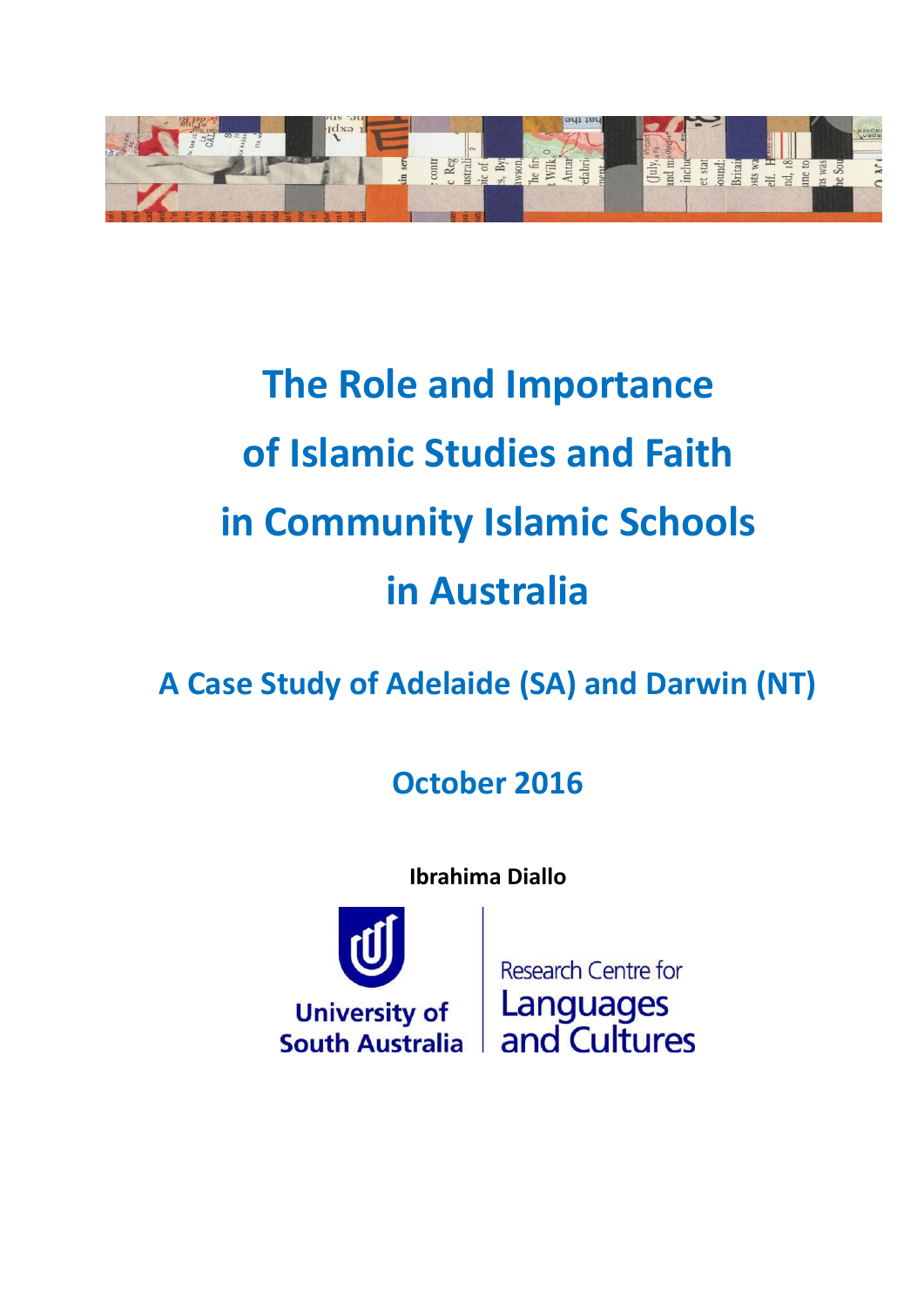# The Role and Importance of Islamic Studies and Faith in Community Islamic Schools in Australia

## A Case Study of Adelaide (SA) and Darwin (NT)

### October 2016

**Ibrahima Diallo**

University of South Australia

Research Centre for Languages and Cultures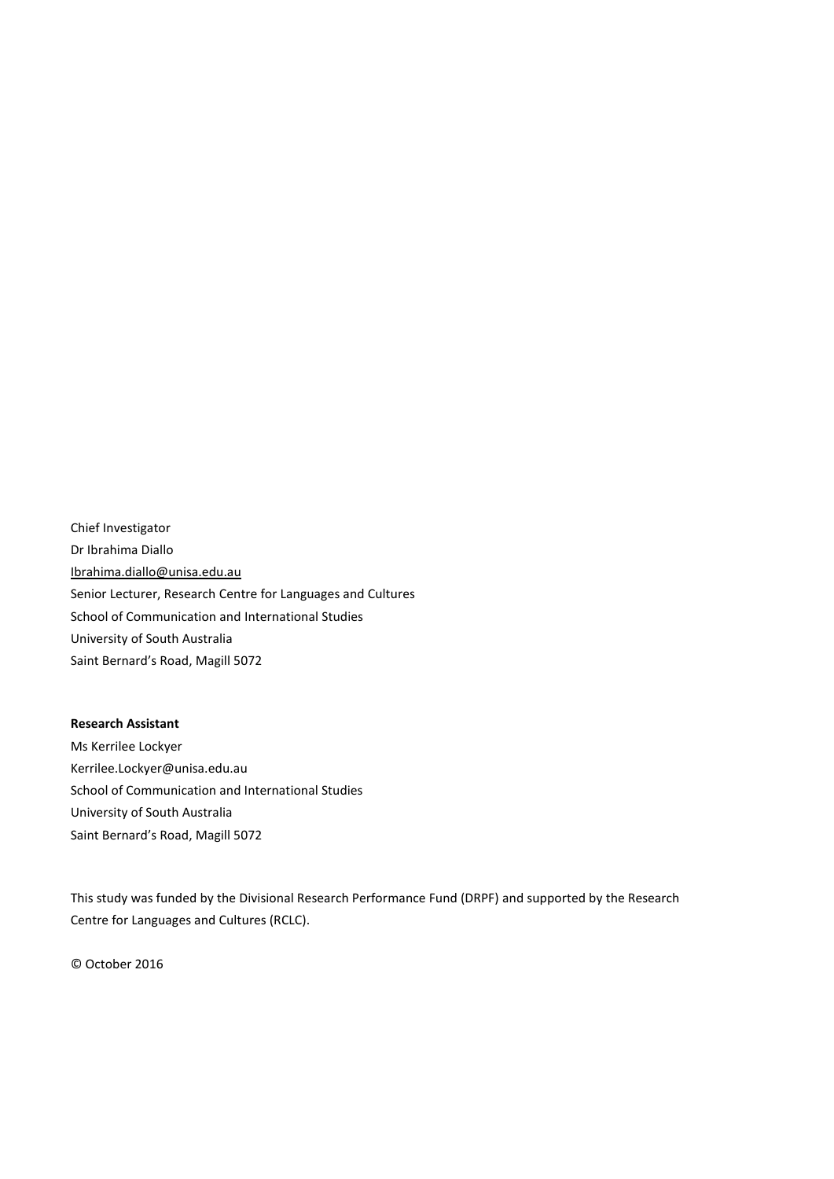Chief Investigator
Dr Ibrahima Diallo
Ibrahima.diallo@unisa.edu.au
Senior Lecturer, Research Centre for Languages and Cultures
School of Communication and International Studies
University of South Australia
Saint Bernard's Road, Magill 5072

**Research Assistant**
Ms Kerrilee Lockyer
Kerrilee.Lockyer@unisa.edu.au
School of Communication and International Studies
University of South Australia
Saint Bernard's Road, Magill 5072

This study was funded by the Divisional Research Performance Fund (DRPF) and supported by the Research Centre for Languages and Cultures (RCLC).

© October 2016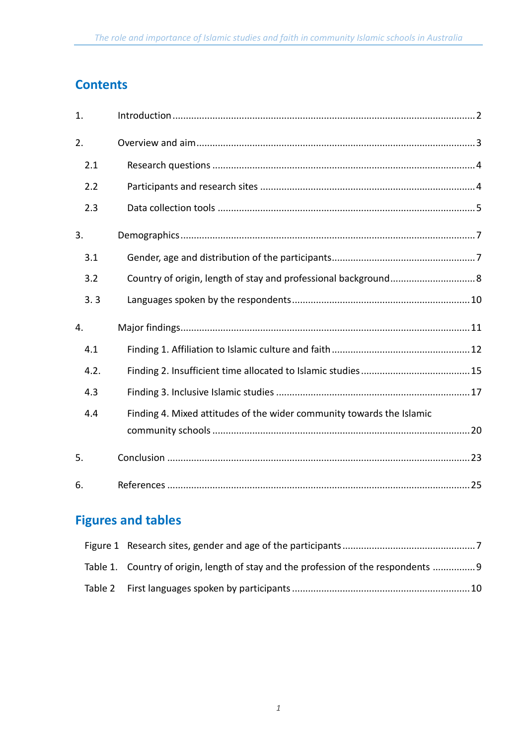## Contents

1. Introduction ..... 2
2. Overview and aim ..... 3
   - 2.1 Research questions ..... 4
   - 2.2 Participants and research sites ..... 4
   - 2.3 Data collection tools ..... 5
3. Demographics ..... 7
   - 3.1 Gender, age and distribution of the participants ..... 7
   - 3.2 Country of origin, length of stay and professional background ..... 8
   - 3. 3 Languages spoken by the respondents ..... 10
4. Major findings ..... 11
   - 4.1 Finding 1. Affiliation to Islamic culture and faith ..... 12
   - 4.2. Finding 2. Insufficient time allocated to Islamic studies ..... 15
   - 4.3 Finding 3. Inclusive Islamic studies ..... 17
   - 4.4 Finding 4. Mixed attitudes of the wider community towards the Islamic community schools ..... 20
5. Conclusion ..... 23
6. References ..... 25

## Figures and tables

- Figure 1 Research sites, gender and age of the participants ..... 7
- Table 1. Country of origin, length of stay and the profession of the respondents ..... 9
- Table 2 First languages spoken by participants ..... 10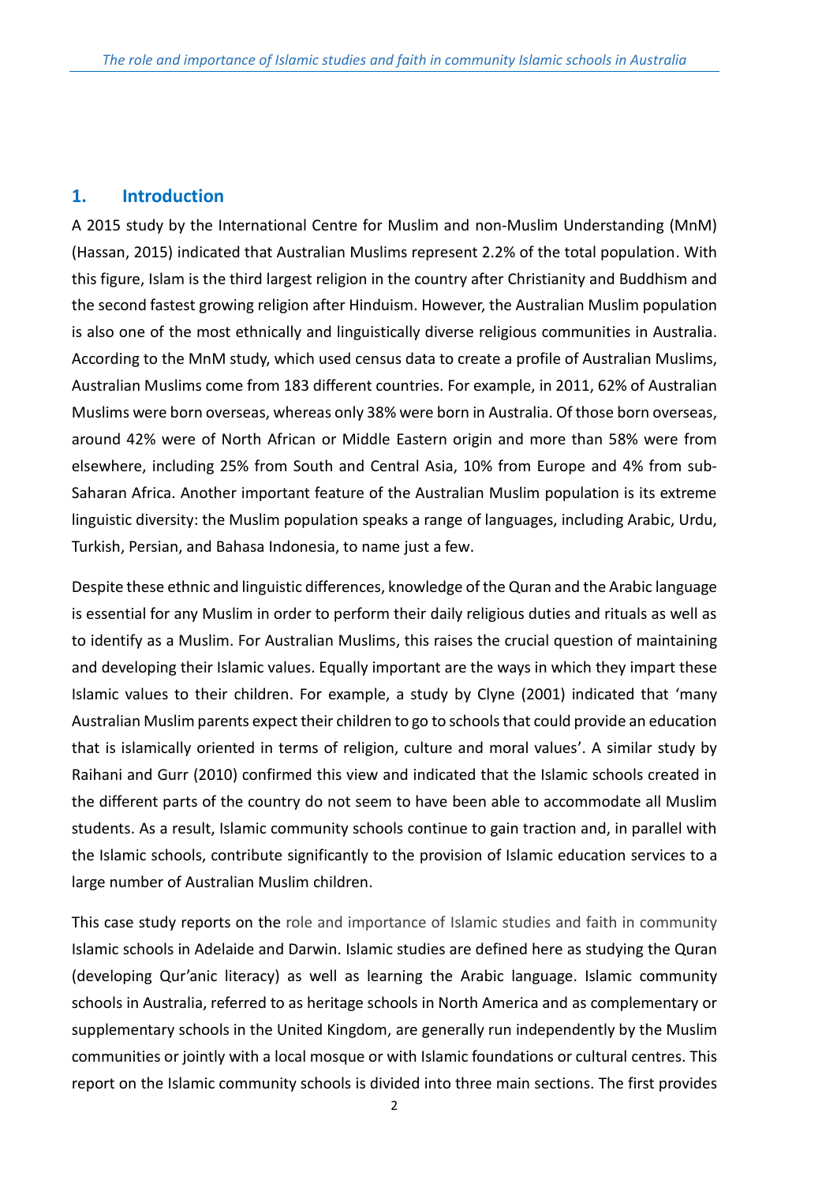## 1. Introduction

A 2015 study by the International Centre for Muslim and non-Muslim Understanding (MnM) (Hassan, 2015) indicated that Australian Muslims represent 2.2% of the total population. With this figure, Islam is the third largest religion in the country after Christianity and Buddhism and the second fastest growing religion after Hinduism. However, the Australian Muslim population is also one of the most ethnically and linguistically diverse religious communities in Australia. According to the MnM study, which used census data to create a profile of Australian Muslims, Australian Muslims come from 183 different countries. For example, in 2011, 62% of Australian Muslims were born overseas, whereas only 38% were born in Australia. Of those born overseas, around 42% were of North African or Middle Eastern origin and more than 58% were from elsewhere, including 25% from South and Central Asia, 10% from Europe and 4% from sub-Saharan Africa. Another important feature of the Australian Muslim population is its extreme linguistic diversity: the Muslim population speaks a range of languages, including Arabic, Urdu, Turkish, Persian, and Bahasa Indonesia, to name just a few.

Despite these ethnic and linguistic differences, knowledge of the Quran and the Arabic language is essential for any Muslim in order to perform their daily religious duties and rituals as well as to identify as a Muslim. For Australian Muslims, this raises the crucial question of maintaining and developing their Islamic values. Equally important are the ways in which they impart these Islamic values to their children. For example, a study by Clyne (2001) indicated that 'many Australian Muslim parents expect their children to go to schools that could provide an education that is islamically oriented in terms of religion, culture and moral values'. A similar study by Raihani and Gurr (2010) confirmed this view and indicated that the Islamic schools created in the different parts of the country do not seem to have been able to accommodate all Muslim students. As a result, Islamic community schools continue to gain traction and, in parallel with the Islamic schools, contribute significantly to the provision of Islamic education services to a large number of Australian Muslim children.

This case study reports on the role and importance of Islamic studies and faith in community Islamic schools in Adelaide and Darwin. Islamic studies are defined here as studying the Quran (developing Qur'anic literacy) as well as learning the Arabic language. Islamic community schools in Australia, referred to as heritage schools in North America and as complementary or supplementary schools in the United Kingdom, are generally run independently by the Muslim communities or jointly with a local mosque or with Islamic foundations or cultural centres. This report on the Islamic community schools is divided into three main sections. The first provides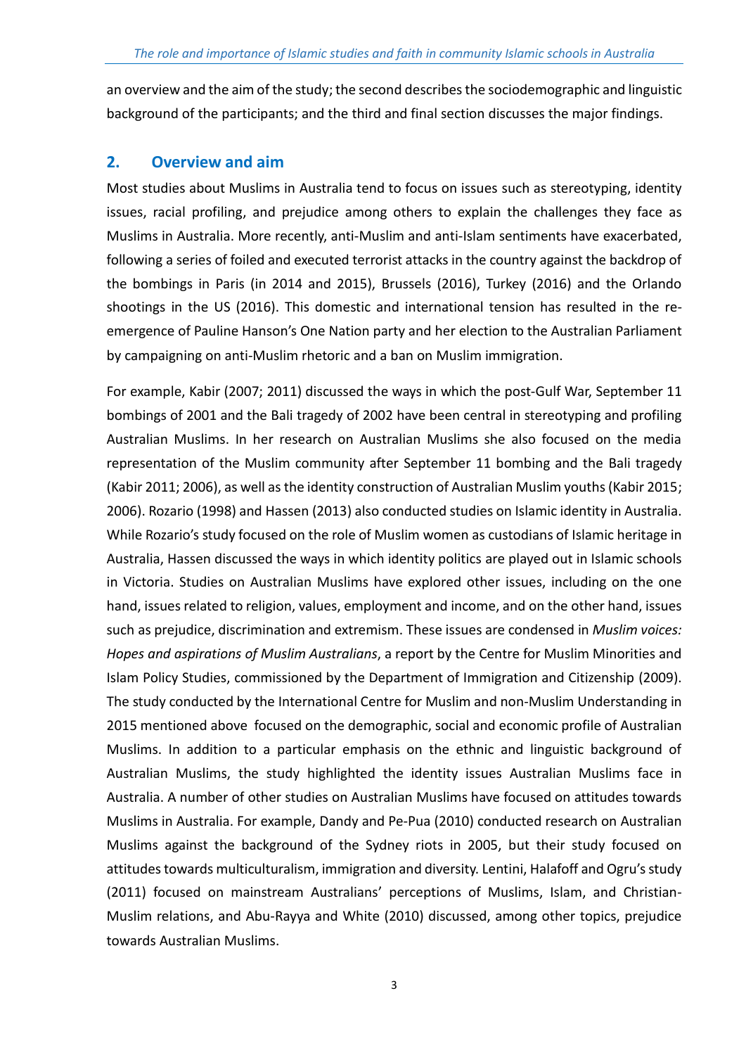an overview and the aim of the study; the second describes the sociodemographic and linguistic background of the participants; and the third and final section discusses the major findings.

## 2. Overview and aim

Most studies about Muslims in Australia tend to focus on issues such as stereotyping, identity issues, racial profiling, and prejudice among others to explain the challenges they face as Muslims in Australia. More recently, anti-Muslim and anti-Islam sentiments have exacerbated, following a series of foiled and executed terrorist attacks in the country against the backdrop of the bombings in Paris (in 2014 and 2015), Brussels (2016), Turkey (2016) and the Orlando shootings in the US (2016). This domestic and international tension has resulted in the re-emergence of Pauline Hanson's One Nation party and her election to the Australian Parliament by campaigning on anti-Muslim rhetoric and a ban on Muslim immigration.

For example, Kabir (2007; 2011) discussed the ways in which the post-Gulf War, September 11 bombings of 2001 and the Bali tragedy of 2002 have been central in stereotyping and profiling Australian Muslims. In her research on Australian Muslims she also focused on the media representation of the Muslim community after September 11 bombing and the Bali tragedy (Kabir 2011; 2006), as well as the identity construction of Australian Muslim youths (Kabir 2015; 2006). Rozario (1998) and Hassen (2013) also conducted studies on Islamic identity in Australia. While Rozario's study focused on the role of Muslim women as custodians of Islamic heritage in Australia, Hassen discussed the ways in which identity politics are played out in Islamic schools in Victoria. Studies on Australian Muslims have explored other issues, including on the one hand, issues related to religion, values, employment and income, and on the other hand, issues such as prejudice, discrimination and extremism. These issues are condensed in *Muslim voices: Hopes and aspirations of Muslim Australians*, a report by the Centre for Muslim Minorities and Islam Policy Studies, commissioned by the Department of Immigration and Citizenship (2009). The study conducted by the International Centre for Muslim and non-Muslim Understanding in 2015 mentioned above focused on the demographic, social and economic profile of Australian Muslims. In addition to a particular emphasis on the ethnic and linguistic background of Australian Muslims, the study highlighted the identity issues Australian Muslims face in Australia. A number of other studies on Australian Muslims have focused on attitudes towards Muslims in Australia. For example, Dandy and Pe-Pua (2010) conducted research on Australian Muslims against the background of the Sydney riots in 2005, but their study focused on attitudes towards multiculturalism, immigration and diversity. Lentini, Halafoff and Ogru's study (2011) focused on mainstream Australians' perceptions of Muslims, Islam, and Christian-Muslim relations, and Abu-Rayya and White (2010) discussed, among other topics, prejudice towards Australian Muslims.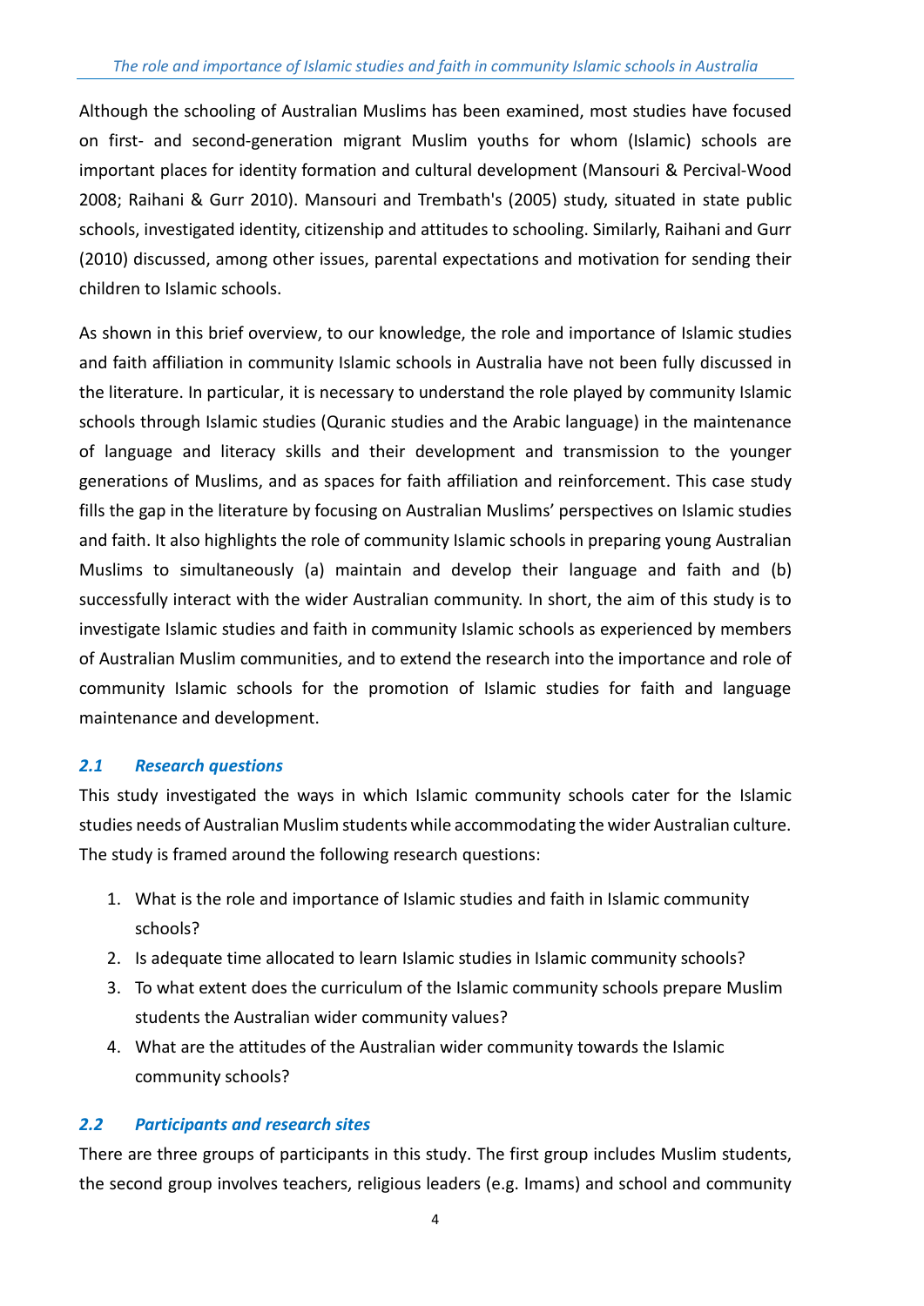Although the schooling of Australian Muslims has been examined, most studies have focused on first- and second-generation migrant Muslim youths for whom (Islamic) schools are important places for identity formation and cultural development (Mansouri & Percival-Wood 2008; Raihani & Gurr 2010). Mansouri and Trembath's (2005) study, situated in state public schools, investigated identity, citizenship and attitudes to schooling. Similarly, Raihani and Gurr (2010) discussed, among other issues, parental expectations and motivation for sending their children to Islamic schools.

As shown in this brief overview, to our knowledge, the role and importance of Islamic studies and faith affiliation in community Islamic schools in Australia have not been fully discussed in the literature. In particular, it is necessary to understand the role played by community Islamic schools through Islamic studies (Quranic studies and the Arabic language) in the maintenance of language and literacy skills and their development and transmission to the younger generations of Muslims, and as spaces for faith affiliation and reinforcement. This case study fills the gap in the literature by focusing on Australian Muslims' perspectives on Islamic studies and faith. It also highlights the role of community Islamic schools in preparing young Australian Muslims to simultaneously (a) maintain and develop their language and faith and (b) successfully interact with the wider Australian community. In short, the aim of this study is to investigate Islamic studies and faith in community Islamic schools as experienced by members of Australian Muslim communities, and to extend the research into the importance and role of community Islamic schools for the promotion of Islamic studies for faith and language maintenance and development.

### *2.1 Research questions*

This study investigated the ways in which Islamic community schools cater for the Islamic studies needs of Australian Muslim students while accommodating the wider Australian culture. The study is framed around the following research questions:

1. What is the role and importance of Islamic studies and faith in Islamic community schools?
2. Is adequate time allocated to learn Islamic studies in Islamic community schools?
3. To what extent does the curriculum of the Islamic community schools prepare Muslim students the Australian wider community values?
4. What are the attitudes of the Australian wider community towards the Islamic community schools?

### *2.2 Participants and research sites*

There are three groups of participants in this study. The first group includes Muslim students, the second group involves teachers, religious leaders (e.g. Imams) and school and community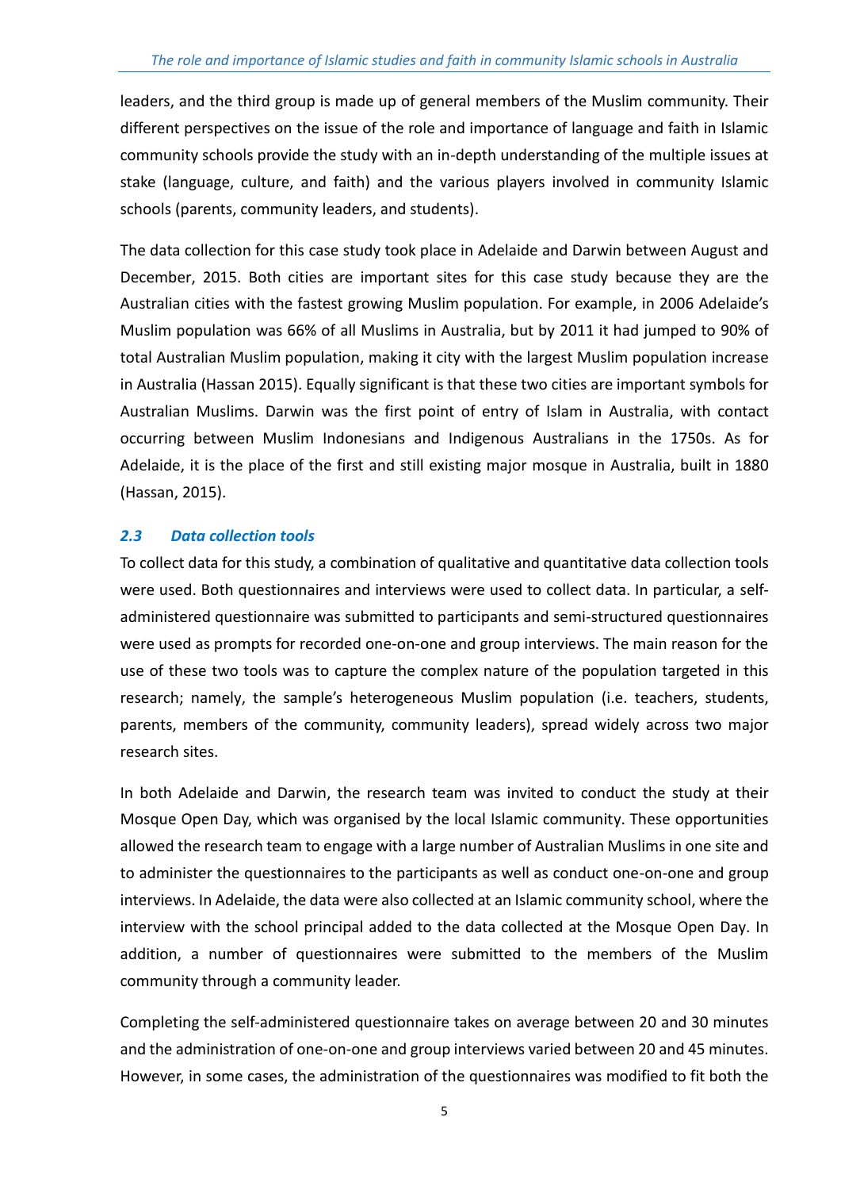leaders, and the third group is made up of general members of the Muslim community. Their different perspectives on the issue of the role and importance of language and faith in Islamic community schools provide the study with an in-depth understanding of the multiple issues at stake (language, culture, and faith) and the various players involved in community Islamic schools (parents, community leaders, and students).

The data collection for this case study took place in Adelaide and Darwin between August and December, 2015. Both cities are important sites for this case study because they are the Australian cities with the fastest growing Muslim population. For example, in 2006 Adelaide's Muslim population was 66% of all Muslims in Australia, but by 2011 it had jumped to 90% of total Australian Muslim population, making it city with the largest Muslim population increase in Australia (Hassan 2015). Equally significant is that these two cities are important symbols for Australian Muslims. Darwin was the first point of entry of Islam in Australia, with contact occurring between Muslim Indonesians and Indigenous Australians in the 1750s. As for Adelaide, it is the place of the first and still existing major mosque in Australia, built in 1880 (Hassan, 2015).

### *2.3 Data collection tools*

To collect data for this study, a combination of qualitative and quantitative data collection tools were used. Both questionnaires and interviews were used to collect data. In particular, a self-administered questionnaire was submitted to participants and semi-structured questionnaires were used as prompts for recorded one-on-one and group interviews. The main reason for the use of these two tools was to capture the complex nature of the population targeted in this research; namely, the sample's heterogeneous Muslim population (i.e. teachers, students, parents, members of the community, community leaders), spread widely across two major research sites.

In both Adelaide and Darwin, the research team was invited to conduct the study at their Mosque Open Day, which was organised by the local Islamic community. These opportunities allowed the research team to engage with a large number of Australian Muslims in one site and to administer the questionnaires to the participants as well as conduct one-on-one and group interviews. In Adelaide, the data were also collected at an Islamic community school, where the interview with the school principal added to the data collected at the Mosque Open Day. In addition, a number of questionnaires were submitted to the members of the Muslim community through a community leader.

Completing the self-administered questionnaire takes on average between 20 and 30 minutes and the administration of one-on-one and group interviews varied between 20 and 45 minutes. However, in some cases, the administration of the questionnaires was modified to fit both the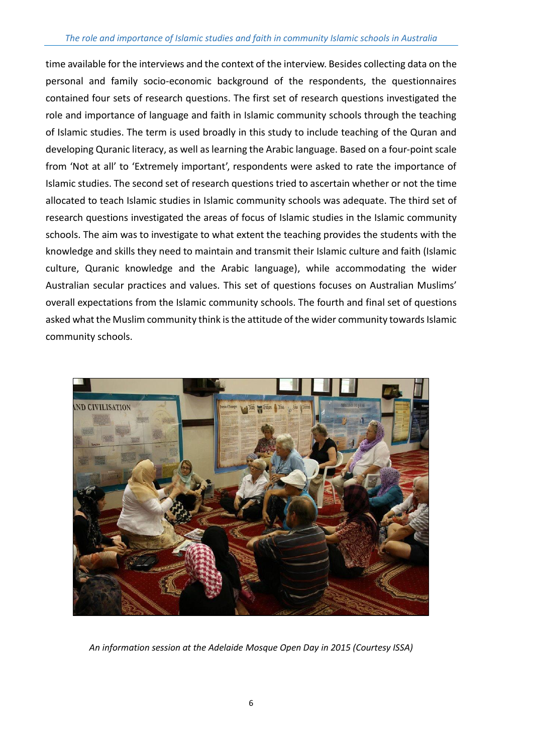time available for the interviews and the context of the interview. Besides collecting data on the personal and family socio-economic background of the respondents, the questionnaires contained four sets of research questions. The first set of research questions investigated the role and importance of language and faith in Islamic community schools through the teaching of Islamic studies. The term is used broadly in this study to include teaching of the Quran and developing Quranic literacy, as well as learning the Arabic language. Based on a four-point scale from 'Not at all' to 'Extremely important', respondents were asked to rate the importance of Islamic studies. The second set of research questions tried to ascertain whether or not the time allocated to teach Islamic studies in Islamic community schools was adequate. The third set of research questions investigated the areas of focus of Islamic studies in the Islamic community schools. The aim was to investigate to what extent the teaching provides the students with the knowledge and skills they need to maintain and transmit their Islamic culture and faith (Islamic culture, Quranic knowledge and the Arabic language), while accommodating the wider Australian secular practices and values. This set of questions focuses on Australian Muslims' overall expectations from the Islamic community schools. The fourth and final set of questions asked what the Muslim community think is the attitude of the wider community towards Islamic community schools.

*An information session at the Adelaide Mosque Open Day in 2015 (Courtesy ISSA)*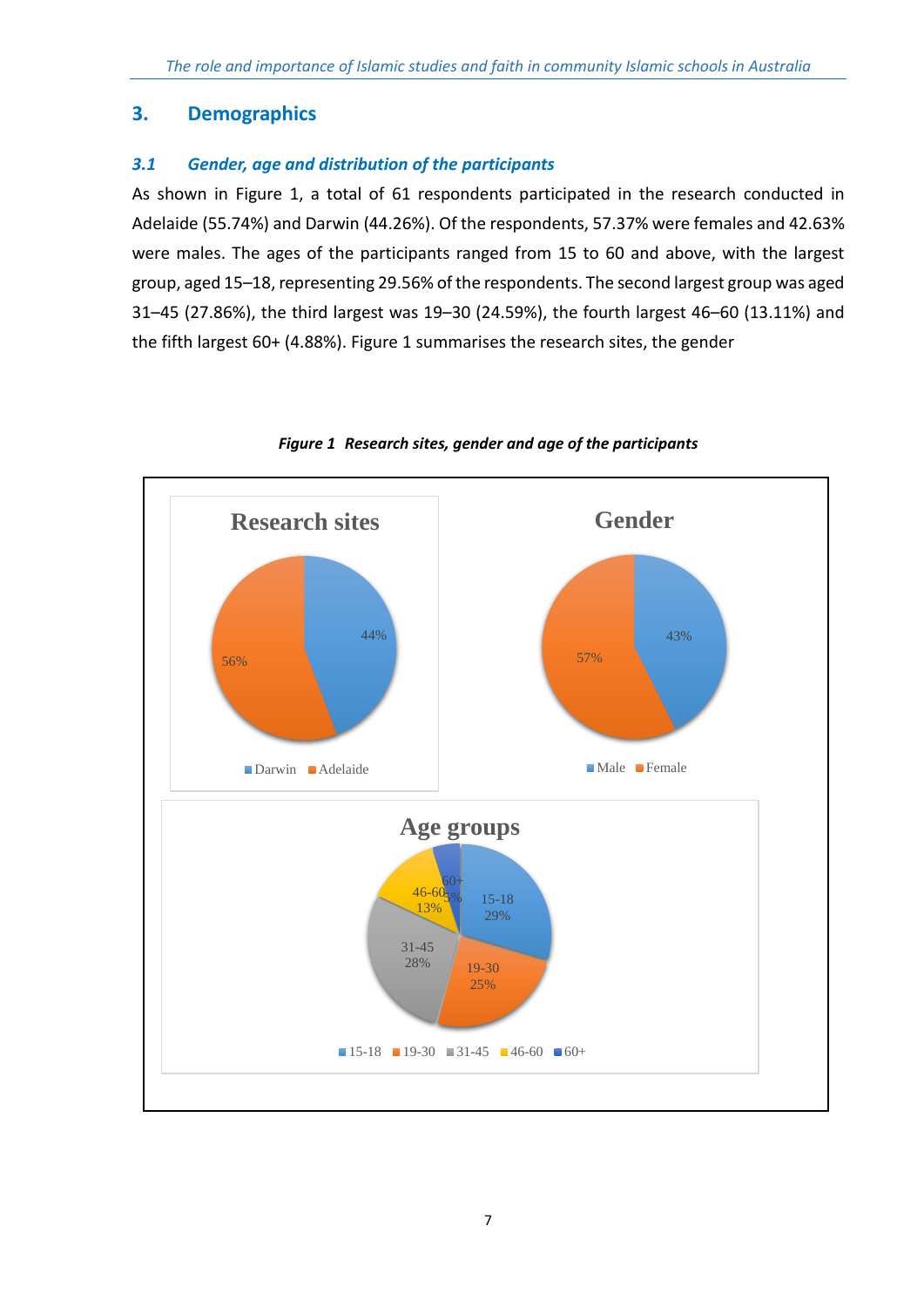## 3. Demographics

### *3.1 Gender, age and distribution of the participants*

As shown in Figure 1, a total of 61 respondents participated in the research conducted in Adelaide (55.74%) and Darwin (44.26%). Of the respondents, 57.37% were females and 42.63% were males. The ages of the participants ranged from 15 to 60 and above, with the largest group, aged 15–18, representing 29.56% of the respondents. The second largest group was aged 31–45 (27.86%), the third largest was 19–30 (24.59%), the fourth largest 46–60 (13.11%) and the fifth largest 60+ (4.88%). Figure 1 summarises the research sites, the gender

***Figure 1 Research sites, gender and age of the participants***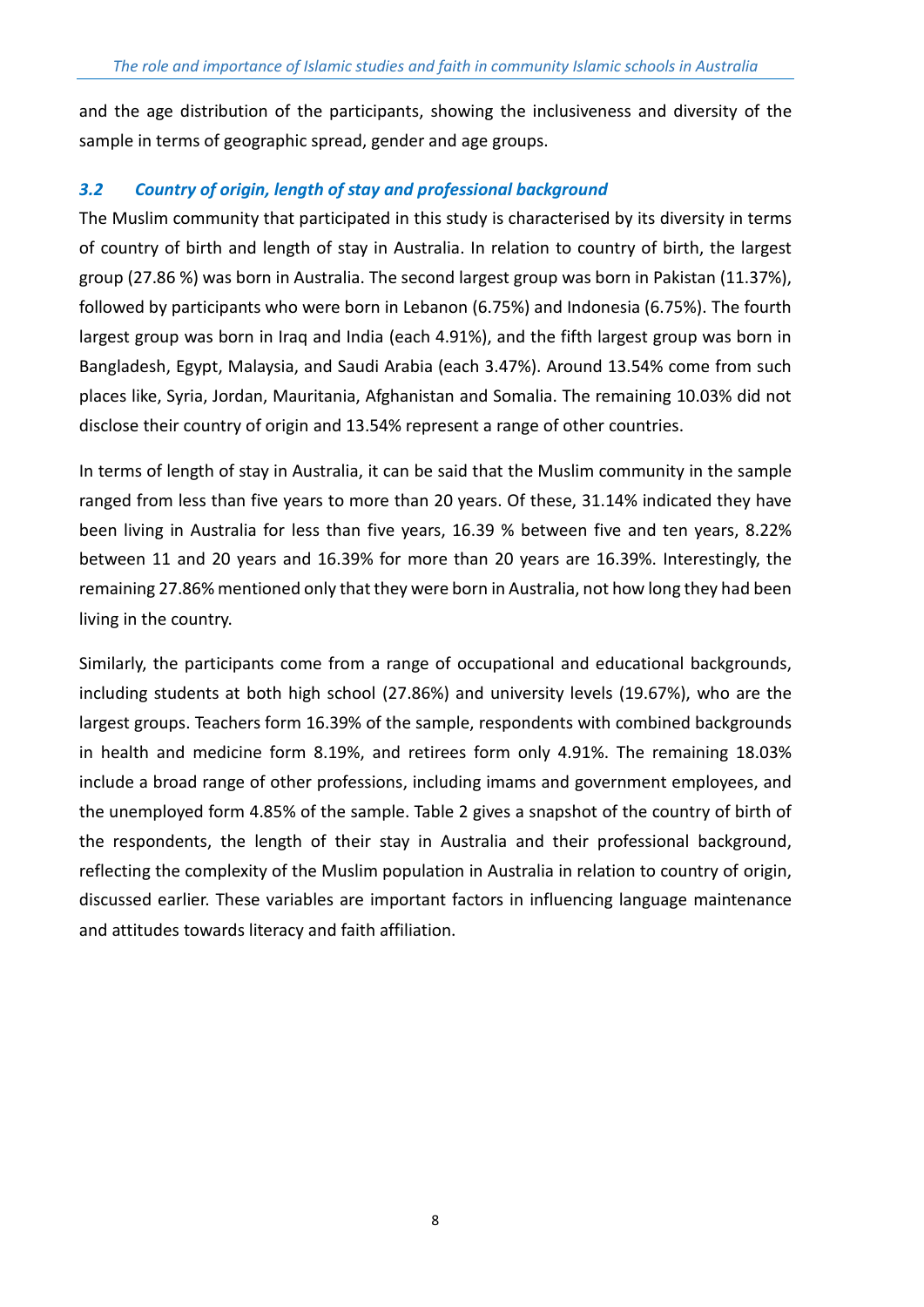and the age distribution of the participants, showing the inclusiveness and diversity of the sample in terms of geographic spread, gender and age groups.

### *3.2 Country of origin, length of stay and professional background*

The Muslim community that participated in this study is characterised by its diversity in terms of country of birth and length of stay in Australia. In relation to country of birth, the largest group (27.86 %) was born in Australia. The second largest group was born in Pakistan (11.37%), followed by participants who were born in Lebanon (6.75%) and Indonesia (6.75%). The fourth largest group was born in Iraq and India (each 4.91%), and the fifth largest group was born in Bangladesh, Egypt, Malaysia, and Saudi Arabia (each 3.47%). Around 13.54% come from such places like, Syria, Jordan, Mauritania, Afghanistan and Somalia. The remaining 10.03% did not disclose their country of origin and 13.54% represent a range of other countries.

In terms of length of stay in Australia, it can be said that the Muslim community in the sample ranged from less than five years to more than 20 years. Of these, 31.14% indicated they have been living in Australia for less than five years, 16.39 % between five and ten years, 8.22% between 11 and 20 years and 16.39% for more than 20 years are 16.39%. Interestingly, the remaining 27.86% mentioned only that they were born in Australia, not how long they had been living in the country.

Similarly, the participants come from a range of occupational and educational backgrounds, including students at both high school (27.86%) and university levels (19.67%), who are the largest groups. Teachers form 16.39% of the sample, respondents with combined backgrounds in health and medicine form 8.19%, and retirees form only 4.91%. The remaining 18.03% include a broad range of other professions, including imams and government employees, and the unemployed form 4.85% of the sample. Table 2 gives a snapshot of the country of birth of the respondents, the length of their stay in Australia and their professional background, reflecting the complexity of the Muslim population in Australia in relation to country of origin, discussed earlier. These variables are important factors in influencing language maintenance and attitudes towards literacy and faith affiliation.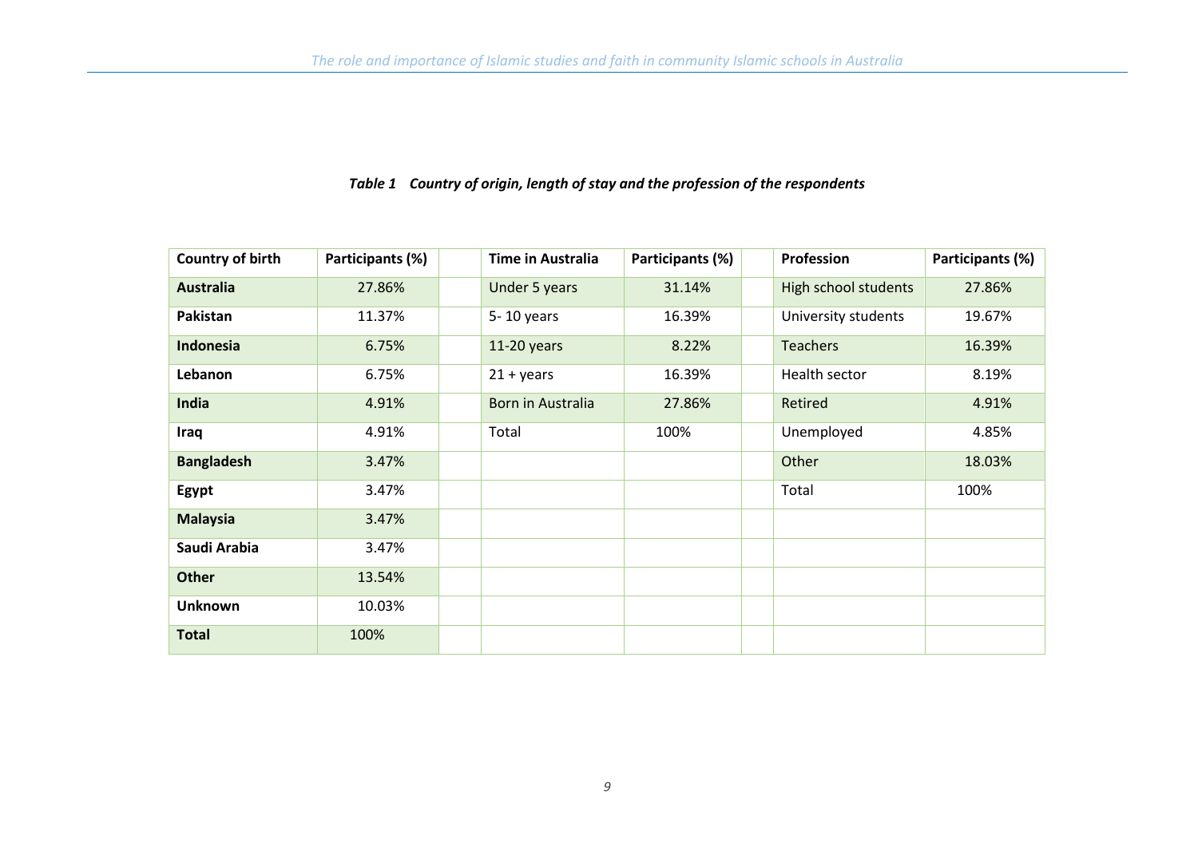*Table 1 Country of origin, length of stay and the profession of the respondents*

| Country of birth | Participants (%) | | Time in Australia | Participants (%) | | Profession | Participants (%) |
|---|---|---|---|---|---|---|---|
| **Australia** | 27.86% | | Under 5 years | 31.14% | | High school students | 27.86% |
| **Pakistan** | 11.37% | | 5- 10 years | 16.39% | | University students | 19.67% |
| **Indonesia** | 6.75% | | 11-20 years | 8.22% | | Teachers | 16.39% |
| **Lebanon** | 6.75% | | 21 + years | 16.39% | | Health sector | 8.19% |
| **India** | 4.91% | | Born in Australia | 27.86% | | Retired | 4.91% |
| **Iraq** | 4.91% | | Total | 100% | | Unemployed | 4.85% |
| **Bangladesh** | 3.47% | | | | | Other | 18.03% |
| **Egypt** | 3.47% | | | | | Total | 100% |
| **Malaysia** | 3.47% | | | | | | |
| **Saudi Arabia** | 3.47% | | | | | | |
| **Other** | 13.54% | | | | | | |
| **Unknown** | 10.03% | | | | | | |
| **Total** | 100% | | | | | | |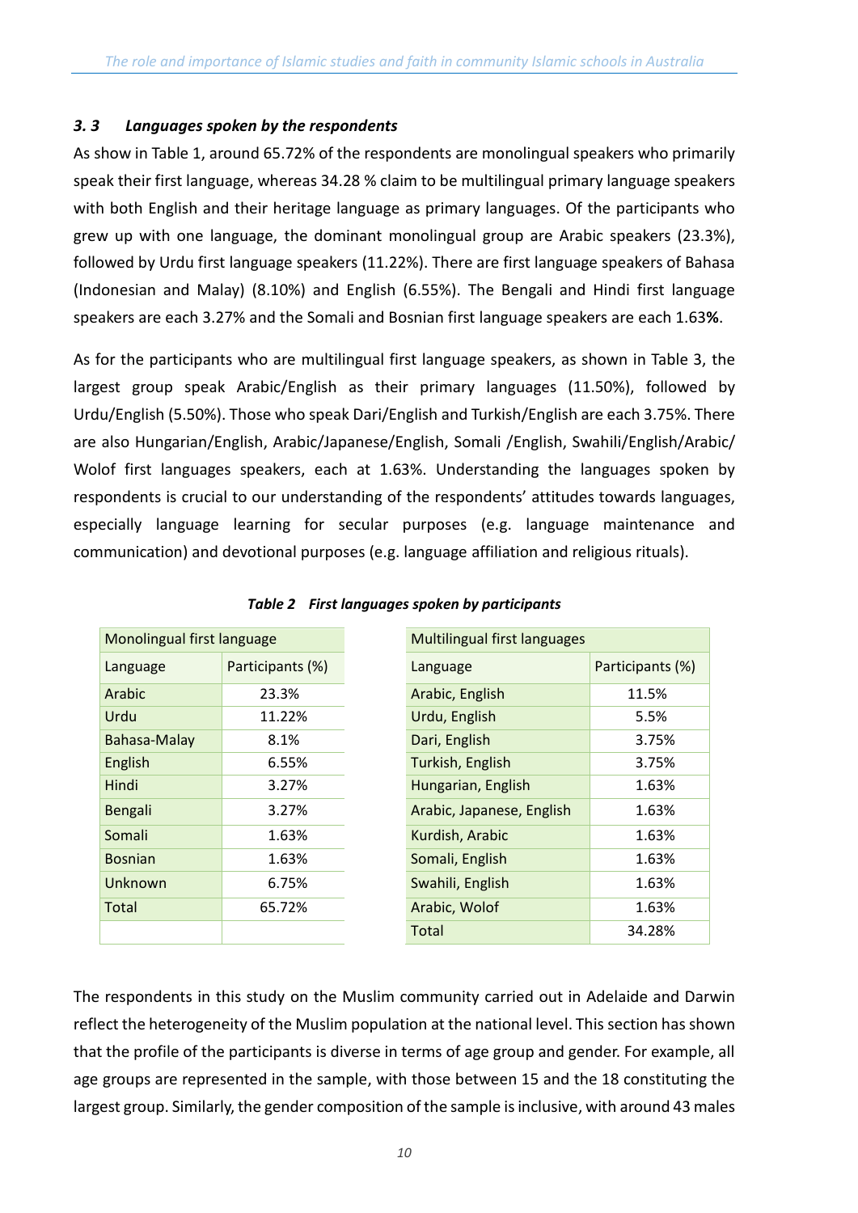### *3. 3 Languages spoken by the respondents*

As show in Table 1, around 65.72% of the respondents are monolingual speakers who primarily speak their first language, whereas 34.28 % claim to be multilingual primary language speakers with both English and their heritage language as primary languages. Of the participants who grew up with one language, the dominant monolingual group are Arabic speakers (23.3%), followed by Urdu first language speakers (11.22%). There are first language speakers of Bahasa (Indonesian and Malay) (8.10%) and English (6.55%). The Bengali and Hindi first language speakers are each 3.27% and the Somali and Bosnian first language speakers are each 1.63**%**.

As for the participants who are multilingual first language speakers, as shown in Table 3, the largest group speak Arabic/English as their primary languages (11.50%), followed by Urdu/English (5.50%). Those who speak Dari/English and Turkish/English are each 3.75%. There are also Hungarian/English, Arabic/Japanese/English, Somali /English, Swahili/English/Arabic/ Wolof first languages speakers, each at 1.63%. Understanding the languages spoken by respondents is crucial to our understanding of the respondents' attitudes towards languages, especially language learning for secular purposes (e.g. language maintenance and communication) and devotional purposes (e.g. language affiliation and religious rituals).

***Table 2 First languages spoken by participants***

| Monolingual first language | |
|---|---|
| Language | Participants (%) |
| Arabic | 23.3% |
| Urdu | 11.22% |
| Bahasa-Malay | 8.1% |
| English | 6.55% |
| Hindi | 3.27% |
| Bengali | 3.27% |
| Somali | 1.63% |
| Bosnian | 1.63% |
| Unknown | 6.75% |
| Total | 65.72% |
| | |

| Multilingual first languages | |
|---|---|
| Language | Participants (%) |
| Arabic, English | 11.5% |
| Urdu, English | 5.5% |
| Dari, English | 3.75% |
| Turkish, English | 3.75% |
| Hungarian, English | 1.63% |
| Arabic, Japanese, English | 1.63% |
| Kurdish, Arabic | 1.63% |
| Somali, English | 1.63% |
| Swahili, English | 1.63% |
| Arabic, Wolof | 1.63% |
| Total | 34.28% |

The respondents in this study on the Muslim community carried out in Adelaide and Darwin reflect the heterogeneity of the Muslim population at the national level. This section has shown that the profile of the participants is diverse in terms of age group and gender. For example, all age groups are represented in the sample, with those between 15 and the 18 constituting the largest group. Similarly, the gender composition of the sample is inclusive, with around 43 males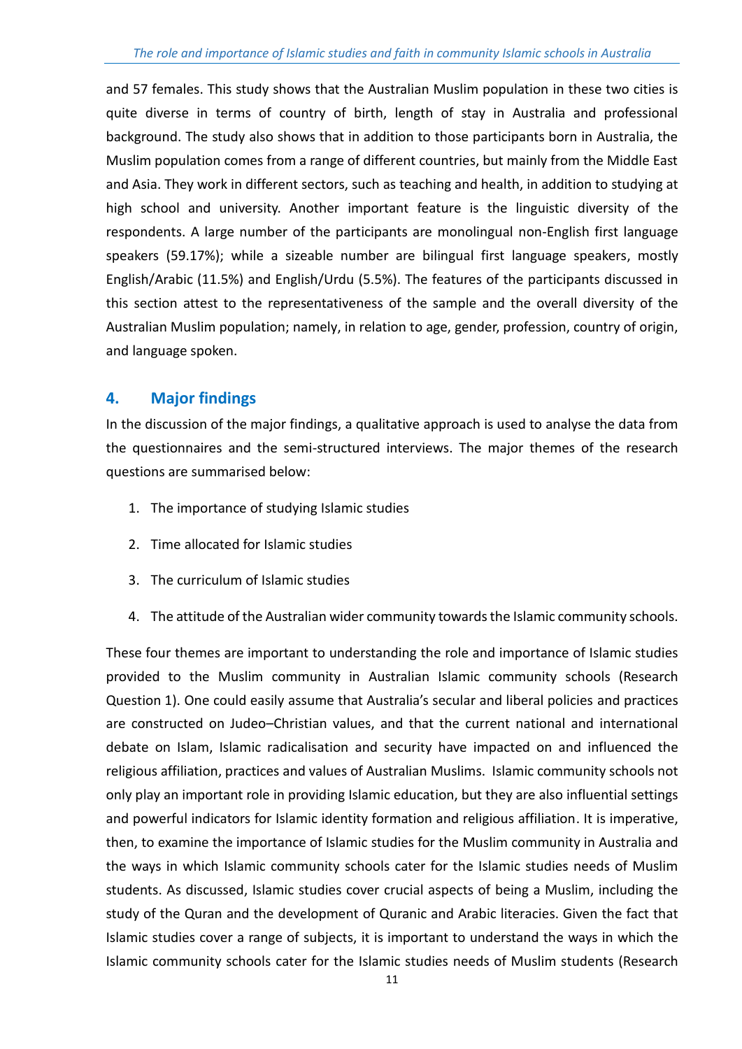and 57 females. This study shows that the Australian Muslim population in these two cities is quite diverse in terms of country of birth, length of stay in Australia and professional background. The study also shows that in addition to those participants born in Australia, the Muslim population comes from a range of different countries, but mainly from the Middle East and Asia. They work in different sectors, such as teaching and health, in addition to studying at high school and university. Another important feature is the linguistic diversity of the respondents. A large number of the participants are monolingual non-English first language speakers (59.17%); while a sizeable number are bilingual first language speakers, mostly English/Arabic (11.5%) and English/Urdu (5.5%). The features of the participants discussed in this section attest to the representativeness of the sample and the overall diversity of the Australian Muslim population; namely, in relation to age, gender, profession, country of origin, and language spoken.

## 4. Major findings

In the discussion of the major findings, a qualitative approach is used to analyse the data from the questionnaires and the semi-structured interviews. The major themes of the research questions are summarised below:

1. The importance of studying Islamic studies
2. Time allocated for Islamic studies
3. The curriculum of Islamic studies
4. The attitude of the Australian wider community towards the Islamic community schools.

These four themes are important to understanding the role and importance of Islamic studies provided to the Muslim community in Australian Islamic community schools (Research Question 1). One could easily assume that Australia's secular and liberal policies and practices are constructed on Judeo–Christian values, and that the current national and international debate on Islam, Islamic radicalisation and security have impacted on and influenced the religious affiliation, practices and values of Australian Muslims. Islamic community schools not only play an important role in providing Islamic education, but they are also influential settings and powerful indicators for Islamic identity formation and religious affiliation. It is imperative, then, to examine the importance of Islamic studies for the Muslim community in Australia and the ways in which Islamic community schools cater for the Islamic studies needs of Muslim students. As discussed, Islamic studies cover crucial aspects of being a Muslim, including the study of the Quran and the development of Quranic and Arabic literacies. Given the fact that Islamic studies cover a range of subjects, it is important to understand the ways in which the Islamic community schools cater for the Islamic studies needs of Muslim students (Research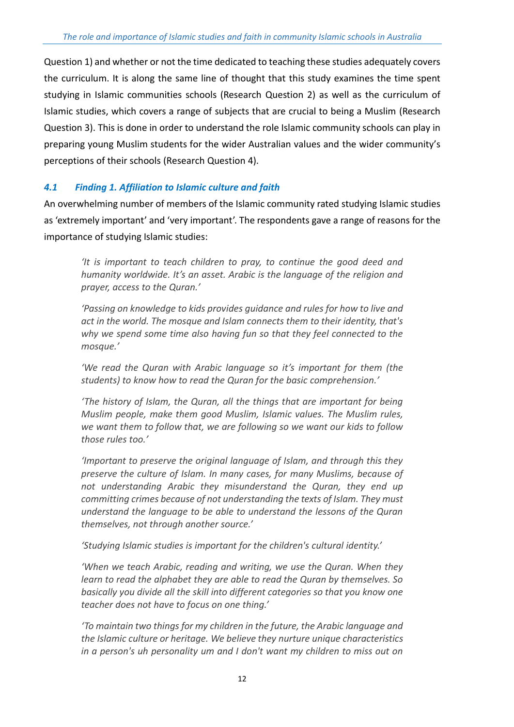Question 1) and whether or not the time dedicated to teaching these studies adequately covers the curriculum. It is along the same line of thought that this study examines the time spent studying in Islamic communities schools (Research Question 2) as well as the curriculum of Islamic studies, which covers a range of subjects that are crucial to being a Muslim (Research Question 3). This is done in order to understand the role Islamic community schools can play in preparing young Muslim students for the wider Australian values and the wider community's perceptions of their schools (Research Question 4).

### *4.1 Finding 1. Affiliation to Islamic culture and faith*

An overwhelming number of members of the Islamic community rated studying Islamic studies as 'extremely important' and 'very important'. The respondents gave a range of reasons for the importance of studying Islamic studies:

> *'It is important to teach children to pray, to continue the good deed and humanity worldwide. It's an asset. Arabic is the language of the religion and prayer, access to the Quran.'*
>
> *'Passing on knowledge to kids provides guidance and rules for how to live and act in the world. The mosque and Islam connects them to their identity, that's why we spend some time also having fun so that they feel connected to the mosque.'*
>
> *'We read the Quran with Arabic language so it's important for them (the students) to know how to read the Quran for the basic comprehension.'*
>
> *'The history of Islam, the Quran, all the things that are important for being Muslim people, make them good Muslim, Islamic values. The Muslim rules, we want them to follow that, we are following so we want our kids to follow those rules too.'*
>
> *'Important to preserve the original language of Islam, and through this they preserve the culture of Islam. In many cases, for many Muslims, because of not understanding Arabic they misunderstand the Quran, they end up committing crimes because of not understanding the texts of Islam. They must understand the language to be able to understand the lessons of the Quran themselves, not through another source.'*
>
> *'Studying Islamic studies is important for the children's cultural identity.'*
>
> *'When we teach Arabic, reading and writing, we use the Quran. When they learn to read the alphabet they are able to read the Quran by themselves. So basically you divide all the skill into different categories so that you know one teacher does not have to focus on one thing.'*
>
> *'To maintain two things for my children in the future, the Arabic language and the Islamic culture or heritage. We believe they nurture unique characteristics in a person's uh personality um and I don't want my children to miss out on*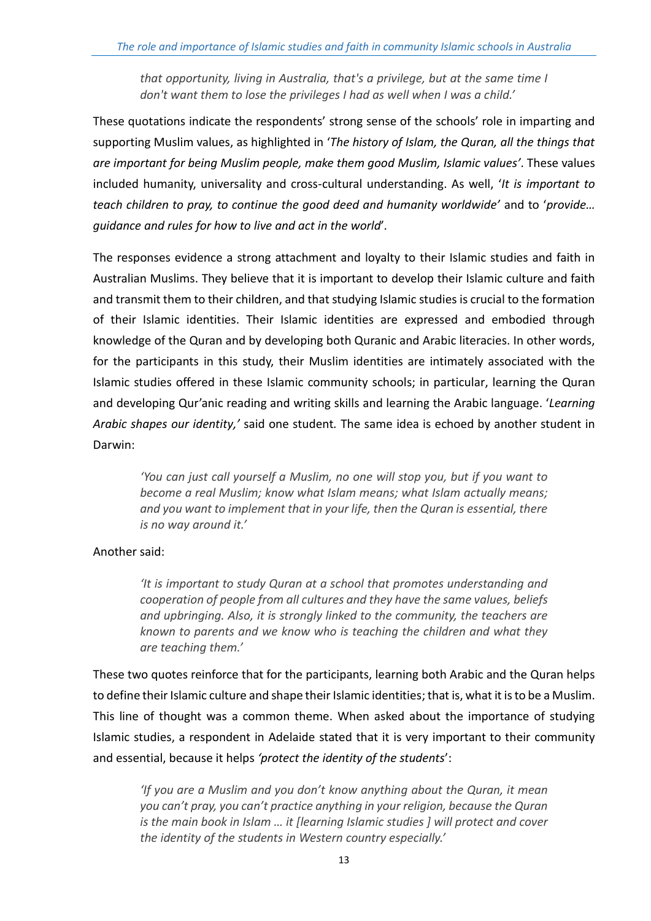*that opportunity, living in Australia, that's a privilege, but at the same time I don't want them to lose the privileges I had as well when I was a child.'*

These quotations indicate the respondents' strong sense of the schools' role in imparting and supporting Muslim values, as highlighted in '*The history of Islam, the Quran, all the things that are important for being Muslim people, make them good Muslim, Islamic values'*. These values included humanity, universality and cross-cultural understanding. As well, '*It is important to teach children to pray, to continue the good deed and humanity worldwide'* and to '*provide… guidance and rules for how to live and act in the world*'.

The responses evidence a strong attachment and loyalty to their Islamic studies and faith in Australian Muslims. They believe that it is important to develop their Islamic culture and faith and transmit them to their children, and that studying Islamic studies is crucial to the formation of their Islamic identities. Their Islamic identities are expressed and embodied through knowledge of the Quran and by developing both Quranic and Arabic literacies. In other words, for the participants in this study, their Muslim identities are intimately associated with the Islamic studies offered in these Islamic community schools; in particular, learning the Quran and developing Qur'anic reading and writing skills and learning the Arabic language. '*Learning Arabic shapes our identity,'* said one student. The same idea is echoed by another student in Darwin:

> *'You can just call yourself a Muslim, no one will stop you, but if you want to become a real Muslim; know what Islam means; what Islam actually means; and you want to implement that in your life, then the Quran is essential, there is no way around it.'*

Another said:

> *'It is important to study Quran at a school that promotes understanding and cooperation of people from all cultures and they have the same values, beliefs and upbringing. Also, it is strongly linked to the community, the teachers are known to parents and we know who is teaching the children and what they are teaching them.'*

These two quotes reinforce that for the participants, learning both Arabic and the Quran helps to define their Islamic culture and shape their Islamic identities; that is, what it is to be a Muslim. This line of thought was a common theme. When asked about the importance of studying Islamic studies, a respondent in Adelaide stated that it is very important to their community and essential, because it helps *'protect the identity of the students*':

> *'If you are a Muslim and you don't know anything about the Quran, it mean you can't pray, you can't practice anything in your religion, because the Quran is the main book in Islam … it [learning Islamic studies ] will protect and cover the identity of the students in Western country especially.'*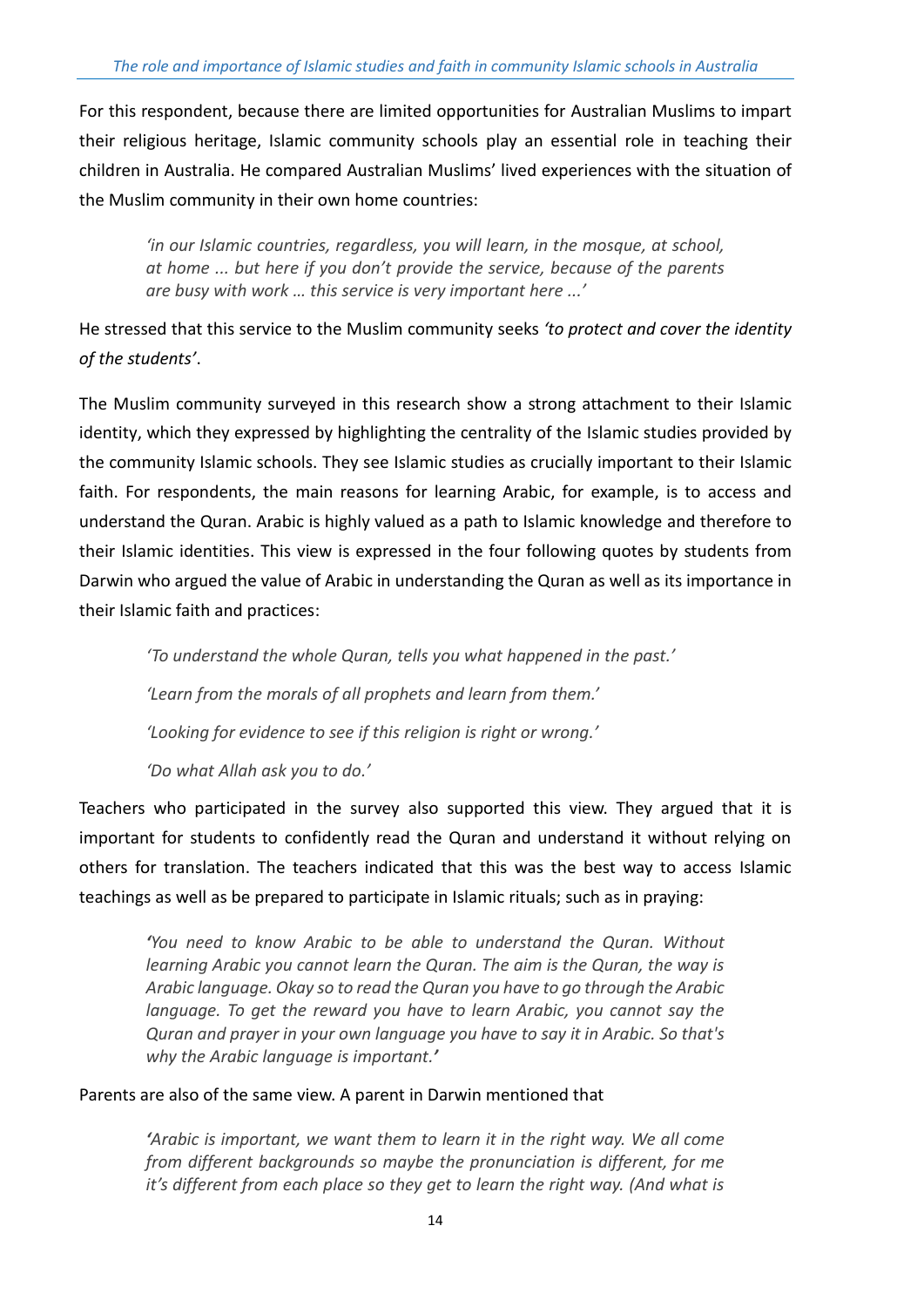For this respondent, because there are limited opportunities for Australian Muslims to impart their religious heritage, Islamic community schools play an essential role in teaching their children in Australia. He compared Australian Muslims' lived experiences with the situation of the Muslim community in their own home countries:

> *'in our Islamic countries, regardless, you will learn, in the mosque, at school, at home ... but here if you don't provide the service, because of the parents are busy with work … this service is very important here ...'*

He stressed that this service to the Muslim community seeks *'to protect and cover the identity of the students'*.

The Muslim community surveyed in this research show a strong attachment to their Islamic identity, which they expressed by highlighting the centrality of the Islamic studies provided by the community Islamic schools. They see Islamic studies as crucially important to their Islamic faith. For respondents, the main reasons for learning Arabic, for example, is to access and understand the Quran. Arabic is highly valued as a path to Islamic knowledge and therefore to their Islamic identities. This view is expressed in the four following quotes by students from Darwin who argued the value of Arabic in understanding the Quran as well as its importance in their Islamic faith and practices:

> *'To understand the whole Quran, tells you what happened in the past.'*
>
> *'Learn from the morals of all prophets and learn from them.'*
>
> *'Looking for evidence to see if this religion is right or wrong.'*
>
> *'Do what Allah ask you to do.'*

Teachers who participated in the survey also supported this view. They argued that it is important for students to confidently read the Quran and understand it without relying on others for translation. The teachers indicated that this was the best way to access Islamic teachings as well as be prepared to participate in Islamic rituals; such as in praying:

> *'You need to know Arabic to be able to understand the Quran. Without learning Arabic you cannot learn the Quran. The aim is the Quran, the way is Arabic language. Okay so to read the Quran you have to go through the Arabic language. To get the reward you have to learn Arabic, you cannot say the Quran and prayer in your own language you have to say it in Arabic. So that's why the Arabic language is important.'*

Parents are also of the same view. A parent in Darwin mentioned that

> *'Arabic is important, we want them to learn it in the right way. We all come from different backgrounds so maybe the pronunciation is different, for me it's different from each place so they get to learn the right way. (And what is*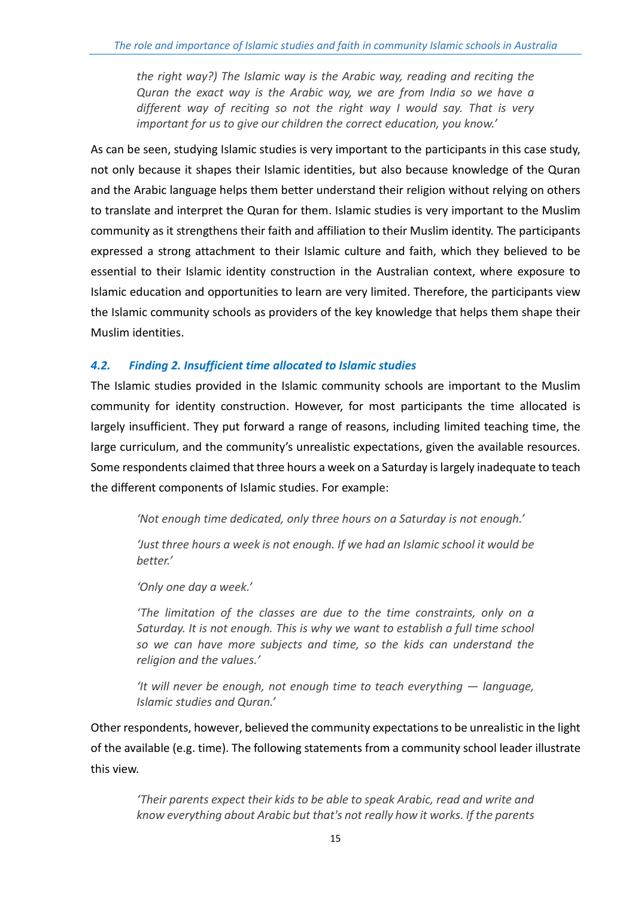*the right way?) The Islamic way is the Arabic way, reading and reciting the Quran the exact way is the Arabic way, we are from India so we have a different way of reciting so not the right way I would say. That is very important for us to give our children the correct education, you know.'*

As can be seen, studying Islamic studies is very important to the participants in this case study, not only because it shapes their Islamic identities, but also because knowledge of the Quran and the Arabic language helps them better understand their religion without relying on others to translate and interpret the Quran for them. Islamic studies is very important to the Muslim community as it strengthens their faith and affiliation to their Muslim identity. The participants expressed a strong attachment to their Islamic culture and faith, which they believed to be essential to their Islamic identity construction in the Australian context, where exposure to Islamic education and opportunities to learn are very limited. Therefore, the participants view the Islamic community schools as providers of the key knowledge that helps them shape their Muslim identities.

### *4.2. Finding 2. Insufficient time allocated to Islamic studies*

The Islamic studies provided in the Islamic community schools are important to the Muslim community for identity construction. However, for most participants the time allocated is largely insufficient. They put forward a range of reasons, including limited teaching time, the large curriculum, and the community's unrealistic expectations, given the available resources. Some respondents claimed that three hours a week on a Saturday is largely inadequate to teach the different components of Islamic studies. For example:

> *'Not enough time dedicated, only three hours on a Saturday is not enough.'*
>
> *'Just three hours a week is not enough. If we had an Islamic school it would be better.'*
>
> *'Only one day a week.'*
>
> *'The limitation of the classes are due to the time constraints, only on a Saturday. It is not enough. This is why we want to establish a full time school so we can have more subjects and time, so the kids can understand the religion and the values.'*
>
> *'It will never be enough, not enough time to teach everything — language, Islamic studies and Quran.'*

Other respondents, however, believed the community expectations to be unrealistic in the light of the available (e.g. time). The following statements from a community school leader illustrate this view.

> *'Their parents expect their kids to be able to speak Arabic, read and write and know everything about Arabic but that's not really how it works. If the parents*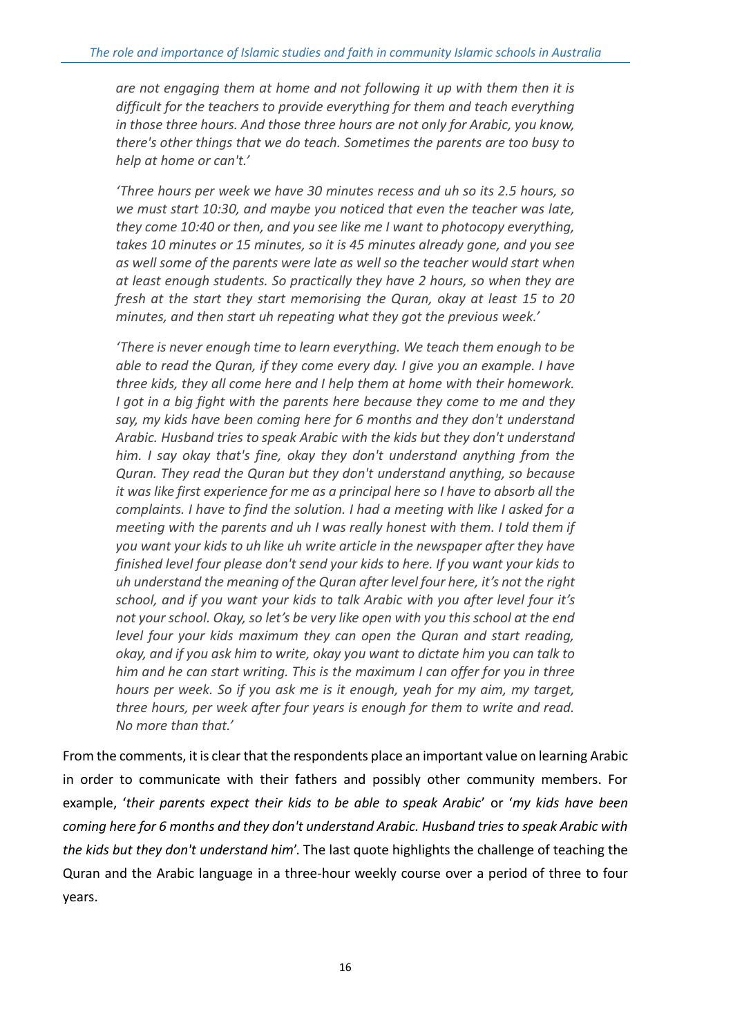*are not engaging them at home and not following it up with them then it is difficult for the teachers to provide everything for them and teach everything in those three hours. And those three hours are not only for Arabic, you know, there's other things that we do teach. Sometimes the parents are too busy to help at home or can't.'*

*'Three hours per week we have 30 minutes recess and uh so its 2.5 hours, so we must start 10:30, and maybe you noticed that even the teacher was late, they come 10:40 or then, and you see like me I want to photocopy everything, takes 10 minutes or 15 minutes, so it is 45 minutes already gone, and you see as well some of the parents were late as well so the teacher would start when at least enough students. So practically they have 2 hours, so when they are fresh at the start they start memorising the Quran, okay at least 15 to 20 minutes, and then start uh repeating what they got the previous week.'*

*'There is never enough time to learn everything. We teach them enough to be able to read the Quran, if they come every day. I give you an example. I have three kids, they all come here and I help them at home with their homework. I got in a big fight with the parents here because they come to me and they say, my kids have been coming here for 6 months and they don't understand Arabic. Husband tries to speak Arabic with the kids but they don't understand him. I say okay that's fine, okay they don't understand anything from the Quran. They read the Quran but they don't understand anything, so because it was like first experience for me as a principal here so I have to absorb all the complaints. I have to find the solution. I had a meeting with like I asked for a meeting with the parents and uh I was really honest with them. I told them if you want your kids to uh like uh write article in the newspaper after they have finished level four please don't send your kids to here. If you want your kids to uh understand the meaning of the Quran after level four here, it's not the right school, and if you want your kids to talk Arabic with you after level four it's not your school. Okay, so let's be very like open with you this school at the end level four your kids maximum they can open the Quran and start reading, okay, and if you ask him to write, okay you want to dictate him you can talk to him and he can start writing. This is the maximum I can offer for you in three hours per week. So if you ask me is it enough, yeah for my aim, my target, three hours, per week after four years is enough for them to write and read. No more than that.'*

From the comments, it is clear that the respondents place an important value on learning Arabic in order to communicate with their fathers and possibly other community members. For example, '*their parents expect their kids to be able to speak Arabic*' or '*my kids have been coming here for 6 months and they don't understand Arabic. Husband tries to speak Arabic with the kids but they don't understand him*'. The last quote highlights the challenge of teaching the Quran and the Arabic language in a three-hour weekly course over a period of three to four years.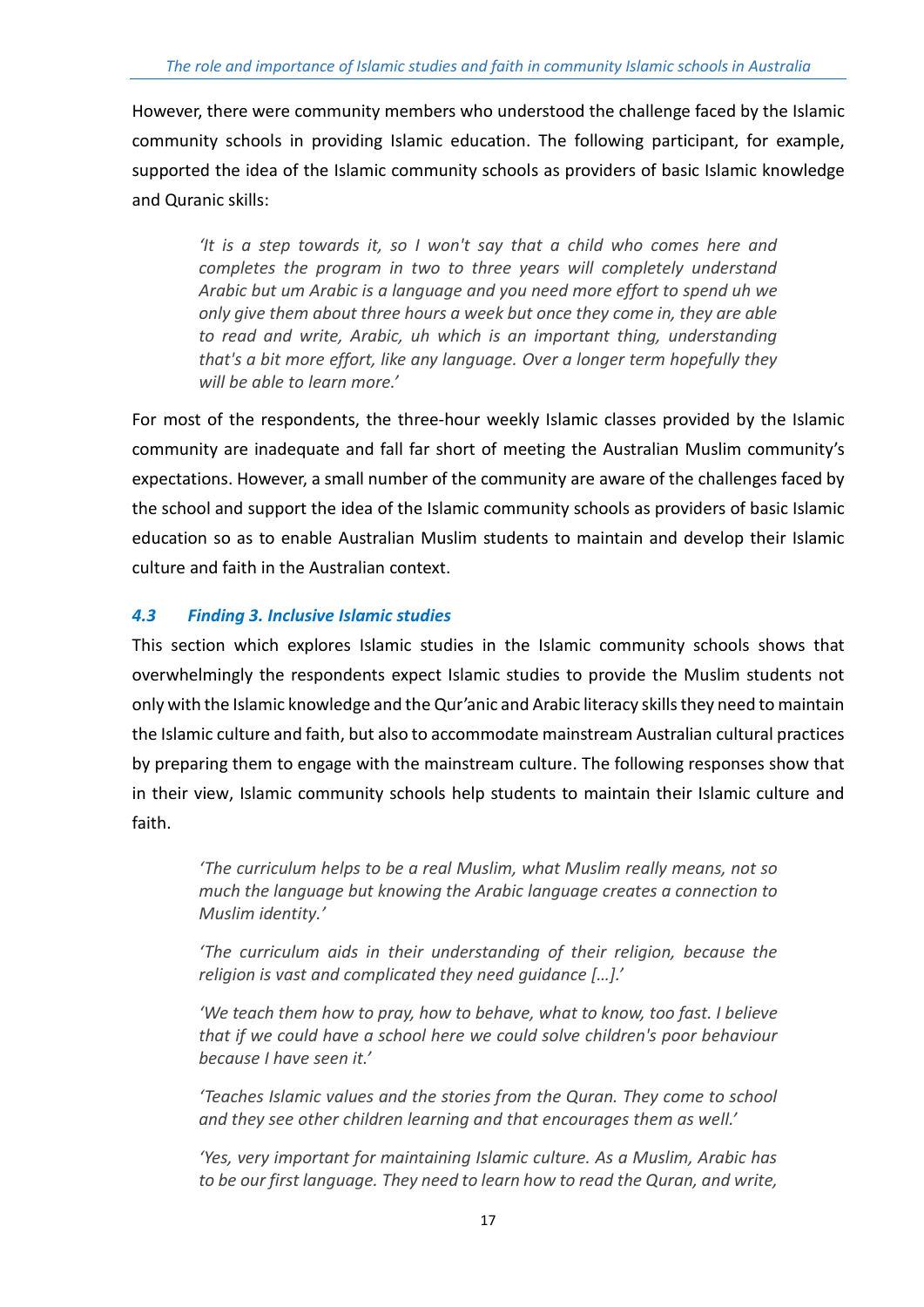However, there were community members who understood the challenge faced by the Islamic community schools in providing Islamic education. The following participant, for example, supported the idea of the Islamic community schools as providers of basic Islamic knowledge and Quranic skills:

> *'It is a step towards it, so I won't say that a child who comes here and completes the program in two to three years will completely understand Arabic but um Arabic is a language and you need more effort to spend uh we only give them about three hours a week but once they come in, they are able to read and write, Arabic, uh which is an important thing, understanding that's a bit more effort, like any language. Over a longer term hopefully they will be able to learn more.'*

For most of the respondents, the three-hour weekly Islamic classes provided by the Islamic community are inadequate and fall far short of meeting the Australian Muslim community's expectations. However, a small number of the community are aware of the challenges faced by the school and support the idea of the Islamic community schools as providers of basic Islamic education so as to enable Australian Muslim students to maintain and develop their Islamic culture and faith in the Australian context.

### *4.3 Finding 3. Inclusive Islamic studies*

This section which explores Islamic studies in the Islamic community schools shows that overwhelmingly the respondents expect Islamic studies to provide the Muslim students not only with the Islamic knowledge and the Qur'anic and Arabic literacy skills they need to maintain the Islamic culture and faith, but also to accommodate mainstream Australian cultural practices by preparing them to engage with the mainstream culture. The following responses show that in their view, Islamic community schools help students to maintain their Islamic culture and faith.

> *'The curriculum helps to be a real Muslim, what Muslim really means, not so much the language but knowing the Arabic language creates a connection to Muslim identity.'*
>
> *'The curriculum aids in their understanding of their religion, because the religion is vast and complicated they need guidance […].'*
>
> *'We teach them how to pray, how to behave, what to know, too fast. I believe that if we could have a school here we could solve children's poor behaviour because I have seen it.'*
>
> *'Teaches Islamic values and the stories from the Quran. They come to school and they see other children learning and that encourages them as well.'*
>
> *'Yes, very important for maintaining Islamic culture. As a Muslim, Arabic has to be our first language. They need to learn how to read the Quran, and write,*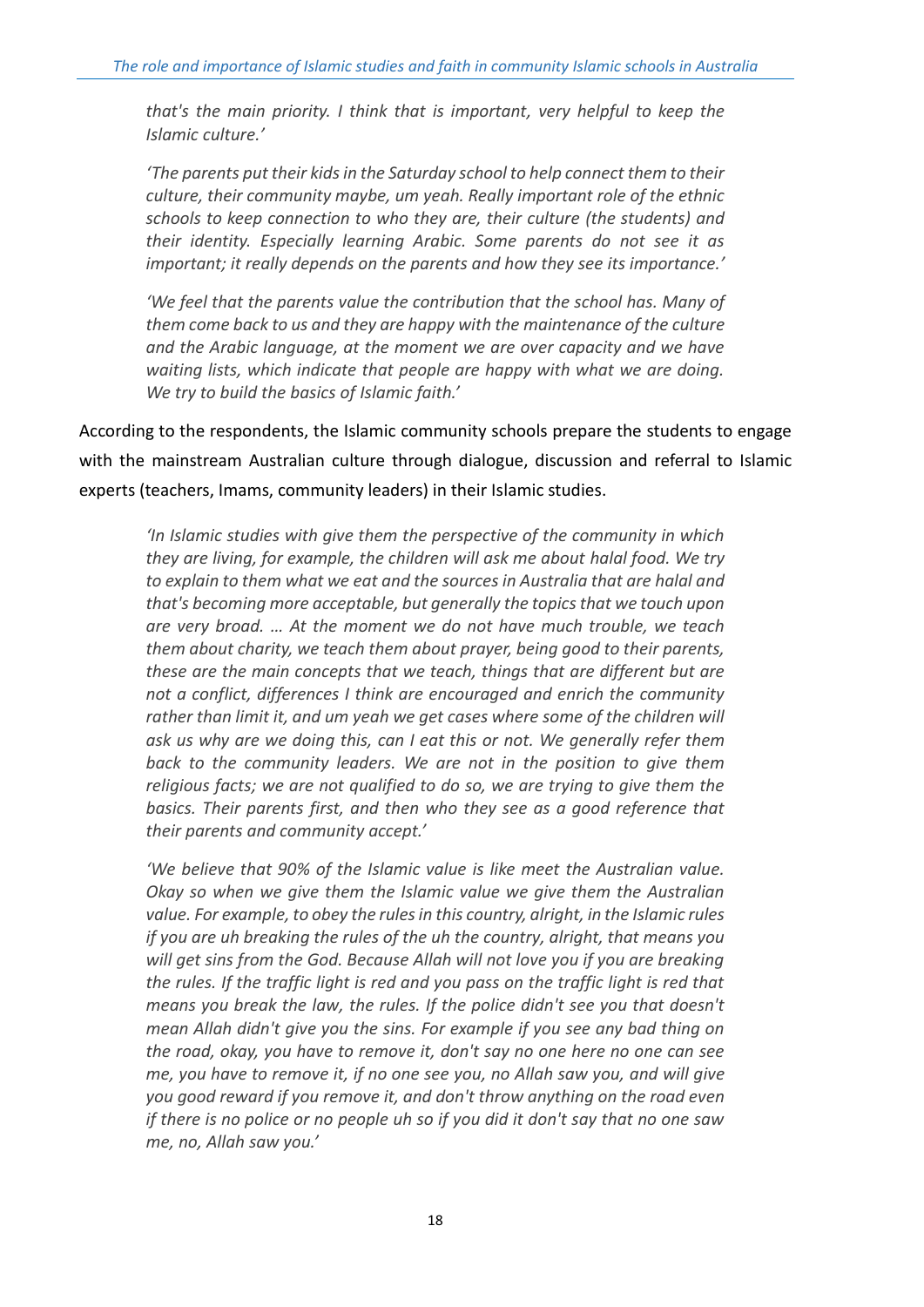*that's the main priority. I think that is important, very helpful to keep the Islamic culture.'*

*'The parents put their kids in the Saturday school to help connect them to their culture, their community maybe, um yeah. Really important role of the ethnic schools to keep connection to who they are, their culture (the students) and their identity. Especially learning Arabic. Some parents do not see it as important; it really depends on the parents and how they see its importance.'*

*'We feel that the parents value the contribution that the school has. Many of them come back to us and they are happy with the maintenance of the culture and the Arabic language, at the moment we are over capacity and we have waiting lists, which indicate that people are happy with what we are doing. We try to build the basics of Islamic faith.'*

According to the respondents, the Islamic community schools prepare the students to engage with the mainstream Australian culture through dialogue, discussion and referral to Islamic experts (teachers, Imams, community leaders) in their Islamic studies.

*'In Islamic studies with give them the perspective of the community in which they are living, for example, the children will ask me about halal food. We try to explain to them what we eat and the sources in Australia that are halal and that's becoming more acceptable, but generally the topics that we touch upon are very broad. … At the moment we do not have much trouble, we teach them about charity, we teach them about prayer, being good to their parents, these are the main concepts that we teach, things that are different but are not a conflict, differences I think are encouraged and enrich the community rather than limit it, and um yeah we get cases where some of the children will ask us why are we doing this, can I eat this or not. We generally refer them back to the community leaders. We are not in the position to give them religious facts; we are not qualified to do so, we are trying to give them the basics. Their parents first, and then who they see as a good reference that their parents and community accept.'*

*'We believe that 90% of the Islamic value is like meet the Australian value. Okay so when we give them the Islamic value we give them the Australian value. For example, to obey the rules in this country, alright, in the Islamic rules if you are uh breaking the rules of the uh the country, alright, that means you will get sins from the God. Because Allah will not love you if you are breaking the rules. If the traffic light is red and you pass on the traffic light is red that means you break the law, the rules. If the police didn't see you that doesn't mean Allah didn't give you the sins. For example if you see any bad thing on the road, okay, you have to remove it, don't say no one here no one can see me, you have to remove it, if no one see you, no Allah saw you, and will give you good reward if you remove it, and don't throw anything on the road even if there is no police or no people uh so if you did it don't say that no one saw me, no, Allah saw you.'*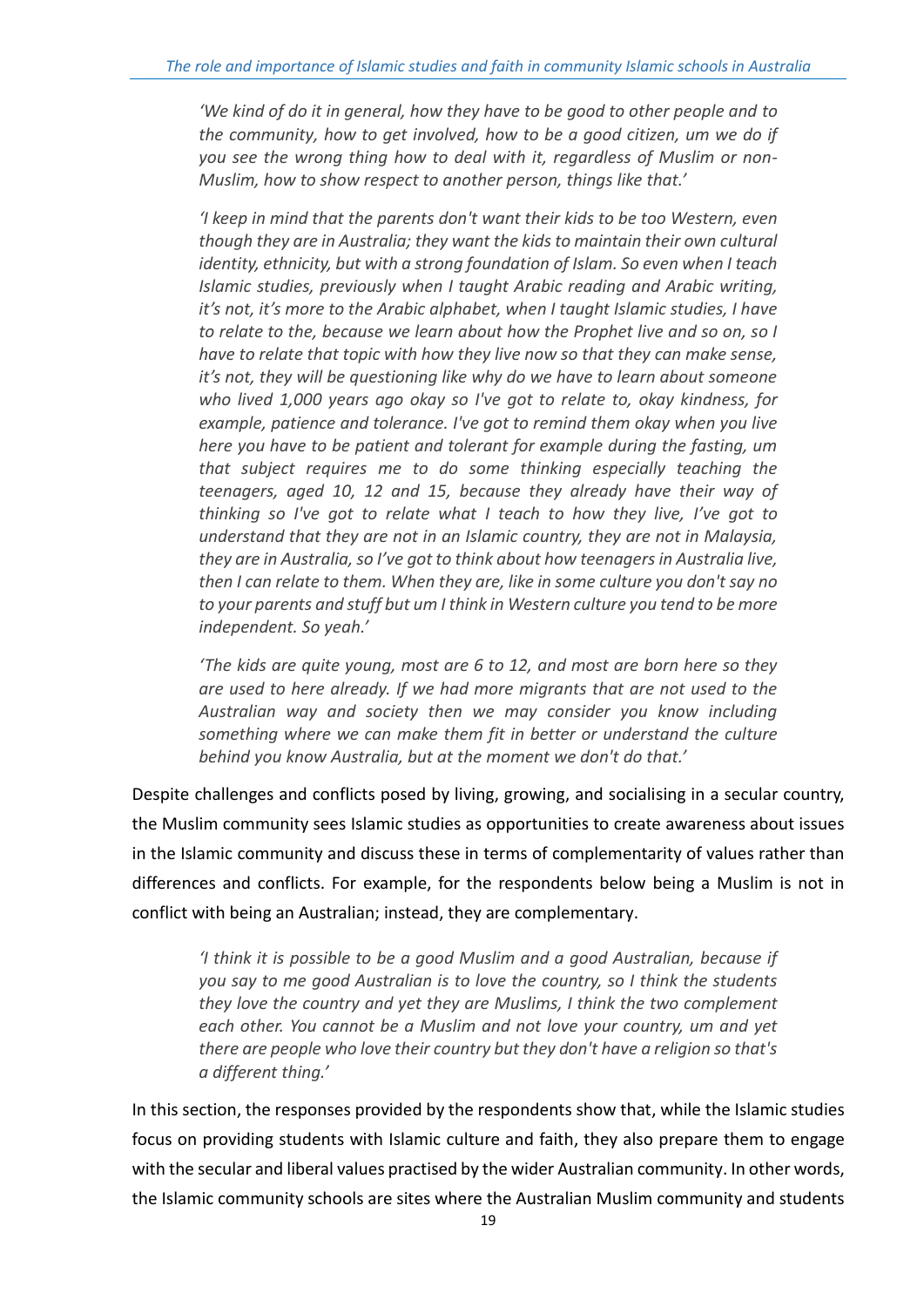*'We kind of do it in general, how they have to be good to other people and to the community, how to get involved, how to be a good citizen, um we do if you see the wrong thing how to deal with it, regardless of Muslim or non-Muslim, how to show respect to another person, things like that.'*

*'I keep in mind that the parents don't want their kids to be too Western, even though they are in Australia; they want the kids to maintain their own cultural identity, ethnicity, but with a strong foundation of Islam. So even when I teach Islamic studies, previously when I taught Arabic reading and Arabic writing, it's not, it's more to the Arabic alphabet, when I taught Islamic studies, I have to relate to the, because we learn about how the Prophet live and so on, so I have to relate that topic with how they live now so that they can make sense, it's not, they will be questioning like why do we have to learn about someone who lived 1,000 years ago okay so I've got to relate to, okay kindness, for example, patience and tolerance. I've got to remind them okay when you live here you have to be patient and tolerant for example during the fasting, um that subject requires me to do some thinking especially teaching the teenagers, aged 10, 12 and 15, because they already have their way of thinking so I've got to relate what I teach to how they live, I've got to understand that they are not in an Islamic country, they are not in Malaysia, they are in Australia, so I've got to think about how teenagers in Australia live, then I can relate to them. When they are, like in some culture you don't say no to your parents and stuff but um I think in Western culture you tend to be more independent. So yeah.'*

*'The kids are quite young, most are 6 to 12, and most are born here so they are used to here already. If we had more migrants that are not used to the Australian way and society then we may consider you know including something where we can make them fit in better or understand the culture behind you know Australia, but at the moment we don't do that.'*

Despite challenges and conflicts posed by living, growing, and socialising in a secular country, the Muslim community sees Islamic studies as opportunities to create awareness about issues in the Islamic community and discuss these in terms of complementarity of values rather than differences and conflicts. For example, for the respondents below being a Muslim is not in conflict with being an Australian; instead, they are complementary.

*'I think it is possible to be a good Muslim and a good Australian, because if you say to me good Australian is to love the country, so I think the students they love the country and yet they are Muslims, I think the two complement each other. You cannot be a Muslim and not love your country, um and yet there are people who love their country but they don't have a religion so that's a different thing.'*

In this section, the responses provided by the respondents show that, while the Islamic studies focus on providing students with Islamic culture and faith, they also prepare them to engage with the secular and liberal values practised by the wider Australian community. In other words, the Islamic community schools are sites where the Australian Muslim community and students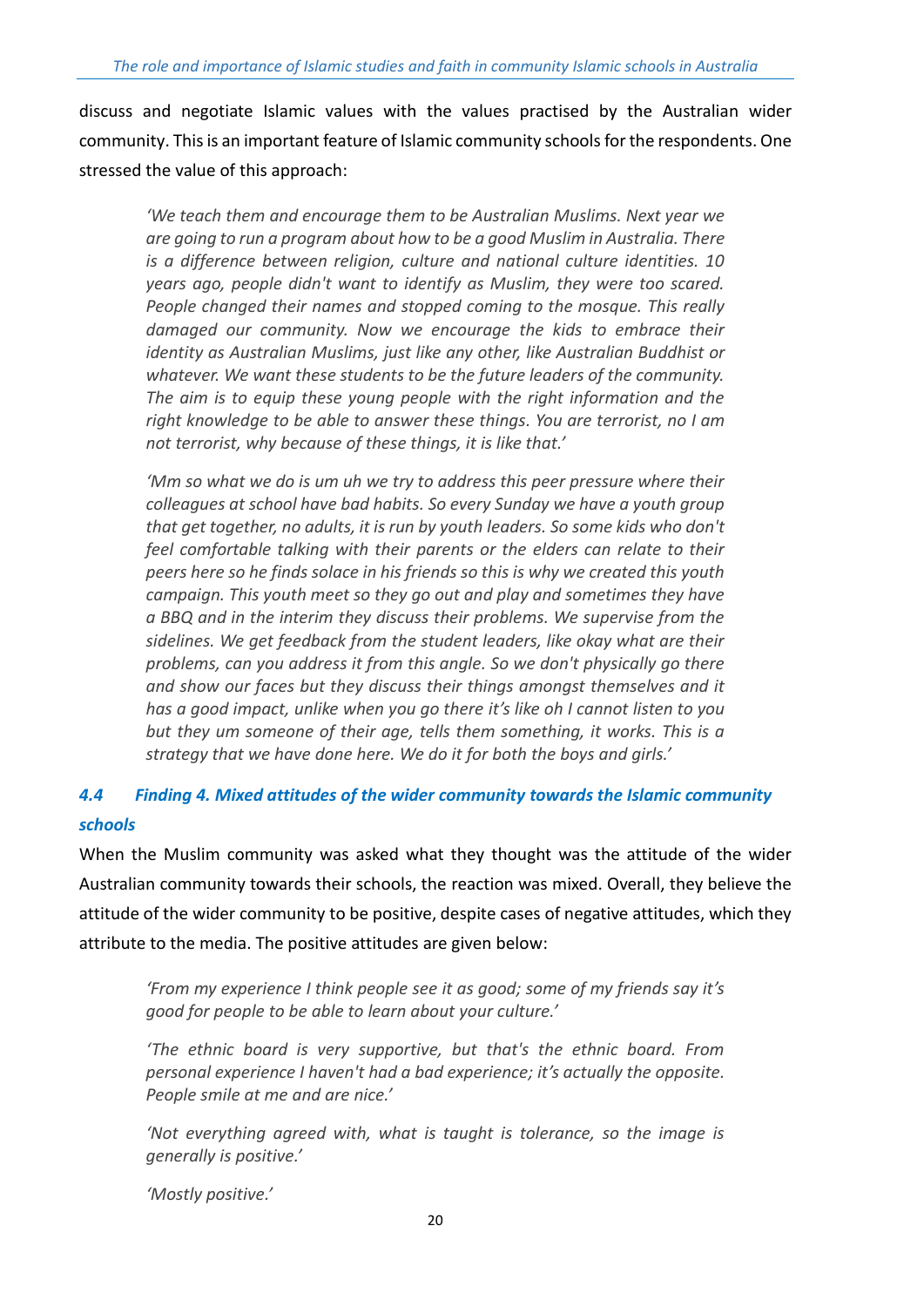discuss and negotiate Islamic values with the values practised by the Australian wider community. This is an important feature of Islamic community schools for the respondents. One stressed the value of this approach:

> *'We teach them and encourage them to be Australian Muslims. Next year we are going to run a program about how to be a good Muslim in Australia. There is a difference between religion, culture and national culture identities. 10 years ago, people didn't want to identify as Muslim, they were too scared. People changed their names and stopped coming to the mosque. This really damaged our community. Now we encourage the kids to embrace their identity as Australian Muslims, just like any other, like Australian Buddhist or whatever. We want these students to be the future leaders of the community. The aim is to equip these young people with the right information and the right knowledge to be able to answer these things. You are terrorist, no I am not terrorist, why because of these things, it is like that.'*

> *'Mm so what we do is um uh we try to address this peer pressure where their colleagues at school have bad habits. So every Sunday we have a youth group that get together, no adults, it is run by youth leaders. So some kids who don't feel comfortable talking with their parents or the elders can relate to their peers here so he finds solace in his friends so this is why we created this youth campaign. This youth meet so they go out and play and sometimes they have a BBQ and in the interim they discuss their problems. We supervise from the sidelines. We get feedback from the student leaders, like okay what are their problems, can you address it from this angle. So we don't physically go there and show our faces but they discuss their things amongst themselves and it has a good impact, unlike when you go there it's like oh I cannot listen to you but they um someone of their age, tells them something, it works. This is a strategy that we have done here. We do it for both the boys and girls.'*

### *4.4 Finding 4. Mixed attitudes of the wider community towards the Islamic community schools*

When the Muslim community was asked what they thought was the attitude of the wider Australian community towards their schools, the reaction was mixed. Overall, they believe the attitude of the wider community to be positive, despite cases of negative attitudes, which they attribute to the media. The positive attitudes are given below:

> *'From my experience I think people see it as good; some of my friends say it's good for people to be able to learn about your culture.'*

> *'The ethnic board is very supportive, but that's the ethnic board. From personal experience I haven't had a bad experience; it's actually the opposite. People smile at me and are nice.'*

> *'Not everything agreed with, what is taught is tolerance, so the image is generally is positive.'*

> *'Mostly positive.'*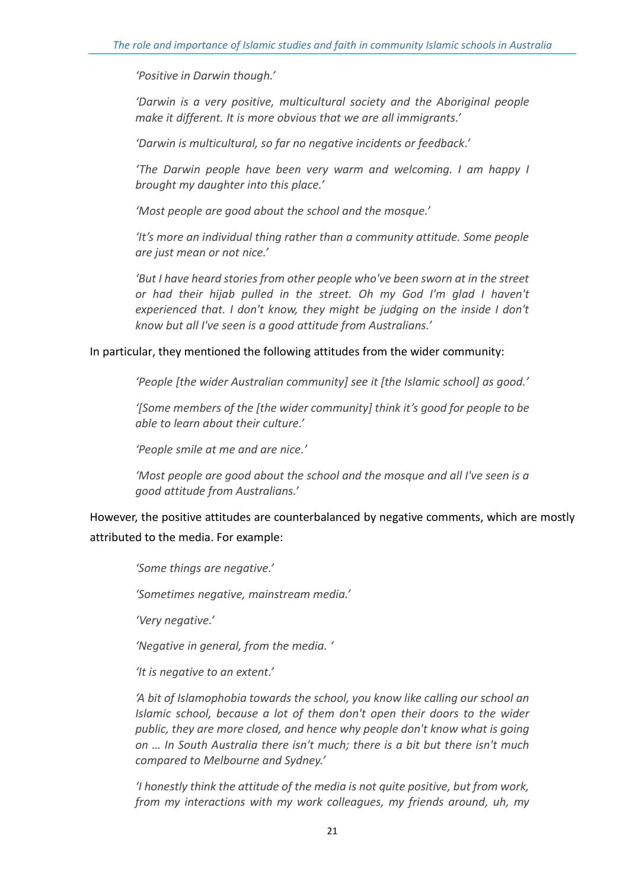*'Positive in Darwin though.'*

*'Darwin is a very positive, multicultural society and the Aboriginal people make it different. It is more obvious that we are all immigrants.'*

*'Darwin is multicultural, so far no negative incidents or feedback.'*

*'The Darwin people have been very warm and welcoming. I am happy I brought my daughter into this place.'*

*'Most people are good about the school and the mosque.'*

*'It's more an individual thing rather than a community attitude. Some people are just mean or not nice.'*

*'But I have heard stories from other people who've been sworn at in the street or had their hijab pulled in the street. Oh my God I'm glad I haven't experienced that. I don't know, they might be judging on the inside I don't know but all I've seen is a good attitude from Australians.'*

In particular, they mentioned the following attitudes from the wider community:

*'People [the wider Australian community] see it [the Islamic school] as good.'*

*'[Some members of the [the wider community] think it's good for people to be able to learn about their culture.'*

*'People smile at me and are nice.'*

*'Most people are good about the school and the mosque and all I've seen is a good attitude from Australians.'*

However, the positive attitudes are counterbalanced by negative comments, which are mostly attributed to the media. For example:

*'Some things are negative.'*

*'Sometimes negative, mainstream media.'*

*'Very negative.'*

*'Negative in general, from the media. '*

*'It is negative to an extent.'*

*'A bit of Islamophobia towards the school, you know like calling our school an Islamic school, because a lot of them don't open their doors to the wider public, they are more closed, and hence why people don't know what is going on … In South Australia there isn't much; there is a bit but there isn't much compared to Melbourne and Sydney.'*

*'I honestly think the attitude of the media is not quite positive, but from work, from my interactions with my work colleagues, my friends around, uh, my*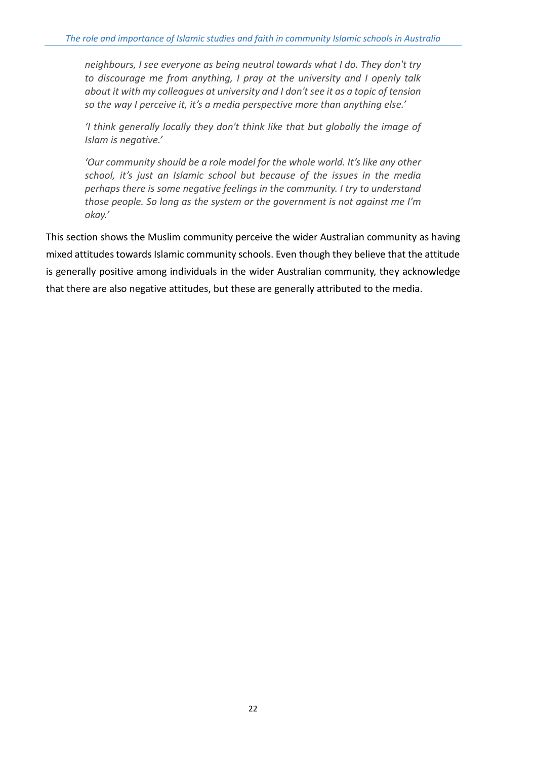*neighbours, I see everyone as being neutral towards what I do. They don't try to discourage me from anything, I pray at the university and I openly talk about it with my colleagues at university and I don't see it as a topic of tension so the way I perceive it, it's a media perspective more than anything else.'*

*'I think generally locally they don't think like that but globally the image of Islam is negative.'*

*'Our community should be a role model for the whole world. It's like any other school, it's just an Islamic school but because of the issues in the media perhaps there is some negative feelings in the community. I try to understand those people. So long as the system or the government is not against me I'm okay.'*

This section shows the Muslim community perceive the wider Australian community as having mixed attitudes towards Islamic community schools. Even though they believe that the attitude is generally positive among individuals in the wider Australian community, they acknowledge that there are also negative attitudes, but these are generally attributed to the media.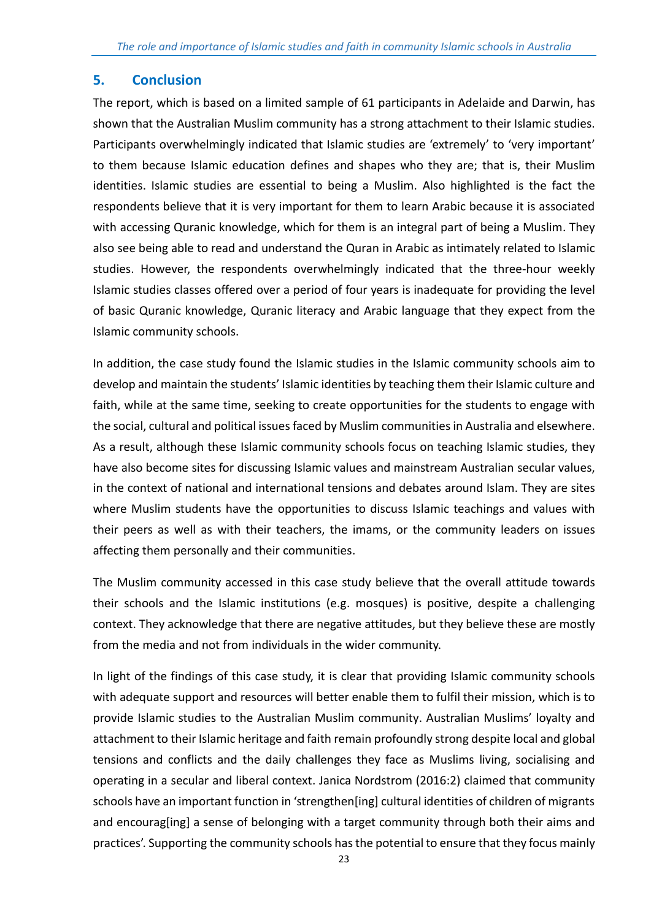## 5. Conclusion

The report, which is based on a limited sample of 61 participants in Adelaide and Darwin, has shown that the Australian Muslim community has a strong attachment to their Islamic studies. Participants overwhelmingly indicated that Islamic studies are 'extremely' to 'very important' to them because Islamic education defines and shapes who they are; that is, their Muslim identities. Islamic studies are essential to being a Muslim. Also highlighted is the fact the respondents believe that it is very important for them to learn Arabic because it is associated with accessing Quranic knowledge, which for them is an integral part of being a Muslim. They also see being able to read and understand the Quran in Arabic as intimately related to Islamic studies. However, the respondents overwhelmingly indicated that the three-hour weekly Islamic studies classes offered over a period of four years is inadequate for providing the level of basic Quranic knowledge, Quranic literacy and Arabic language that they expect from the Islamic community schools.

In addition, the case study found the Islamic studies in the Islamic community schools aim to develop and maintain the students' Islamic identities by teaching them their Islamic culture and faith, while at the same time, seeking to create opportunities for the students to engage with the social, cultural and political issues faced by Muslim communities in Australia and elsewhere. As a result, although these Islamic community schools focus on teaching Islamic studies, they have also become sites for discussing Islamic values and mainstream Australian secular values, in the context of national and international tensions and debates around Islam. They are sites where Muslim students have the opportunities to discuss Islamic teachings and values with their peers as well as with their teachers, the imams, or the community leaders on issues affecting them personally and their communities.

The Muslim community accessed in this case study believe that the overall attitude towards their schools and the Islamic institutions (e.g. mosques) is positive, despite a challenging context. They acknowledge that there are negative attitudes, but they believe these are mostly from the media and not from individuals in the wider community.

In light of the findings of this case study, it is clear that providing Islamic community schools with adequate support and resources will better enable them to fulfil their mission, which is to provide Islamic studies to the Australian Muslim community. Australian Muslims' loyalty and attachment to their Islamic heritage and faith remain profoundly strong despite local and global tensions and conflicts and the daily challenges they face as Muslims living, socialising and operating in a secular and liberal context. Janica Nordstrom (2016:2) claimed that community schools have an important function in 'strengthen[ing] cultural identities of children of migrants and encourag[ing] a sense of belonging with a target community through both their aims and practices'. Supporting the community schools has the potential to ensure that they focus mainly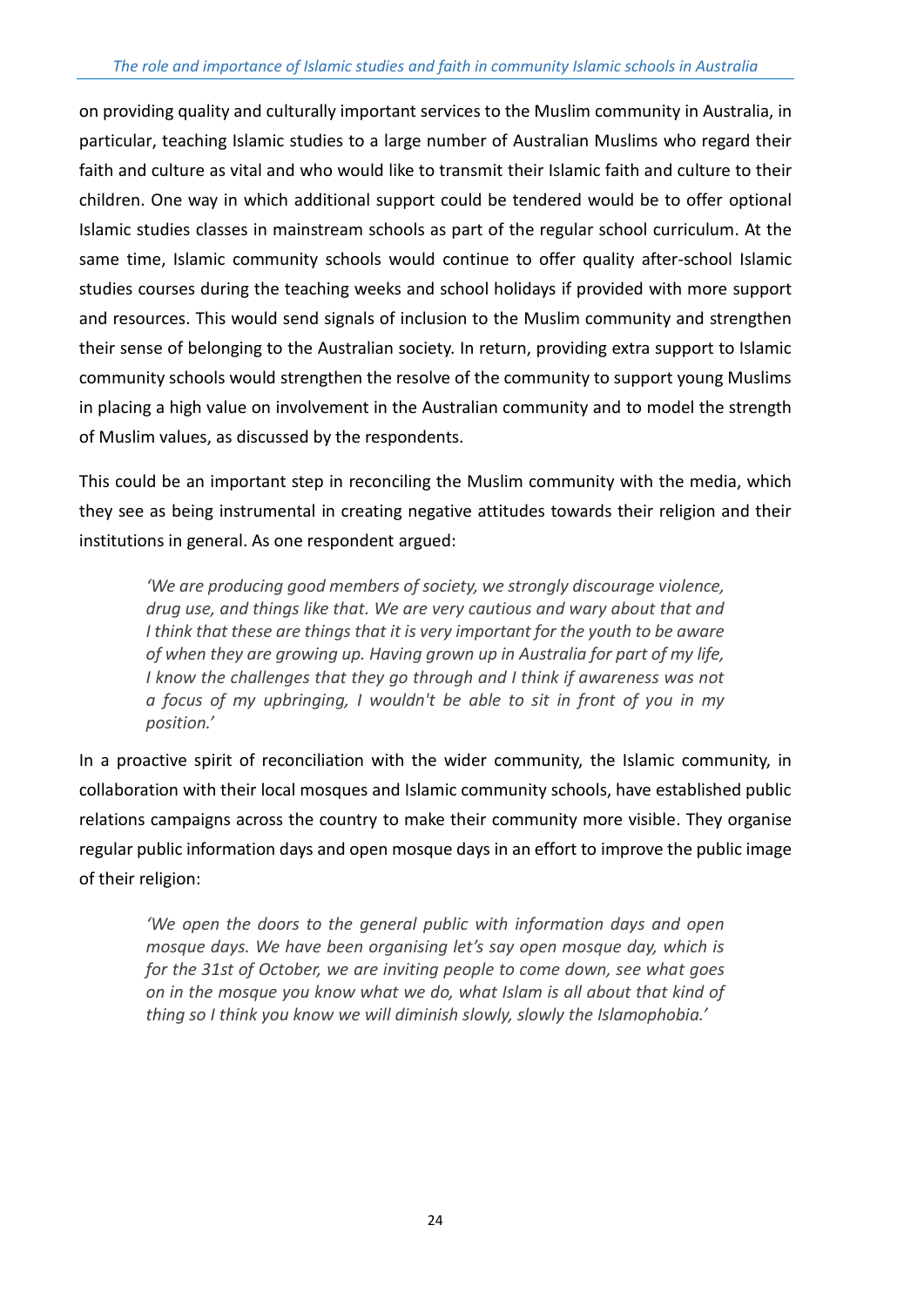on providing quality and culturally important services to the Muslim community in Australia, in particular, teaching Islamic studies to a large number of Australian Muslims who regard their faith and culture as vital and who would like to transmit their Islamic faith and culture to their children. One way in which additional support could be tendered would be to offer optional Islamic studies classes in mainstream schools as part of the regular school curriculum. At the same time, Islamic community schools would continue to offer quality after-school Islamic studies courses during the teaching weeks and school holidays if provided with more support and resources. This would send signals of inclusion to the Muslim community and strengthen their sense of belonging to the Australian society. In return, providing extra support to Islamic community schools would strengthen the resolve of the community to support young Muslims in placing a high value on involvement in the Australian community and to model the strength of Muslim values, as discussed by the respondents.

This could be an important step in reconciling the Muslim community with the media, which they see as being instrumental in creating negative attitudes towards their religion and their institutions in general. As one respondent argued:

> *'We are producing good members of society, we strongly discourage violence, drug use, and things like that. We are very cautious and wary about that and I think that these are things that it is very important for the youth to be aware of when they are growing up. Having grown up in Australia for part of my life, I know the challenges that they go through and I think if awareness was not a focus of my upbringing, I wouldn't be able to sit in front of you in my position.'*

In a proactive spirit of reconciliation with the wider community, the Islamic community, in collaboration with their local mosques and Islamic community schools, have established public relations campaigns across the country to make their community more visible. They organise regular public information days and open mosque days in an effort to improve the public image of their religion:

> *'We open the doors to the general public with information days and open mosque days. We have been organising let's say open mosque day, which is for the 31st of October, we are inviting people to come down, see what goes on in the mosque you know what we do, what Islam is all about that kind of thing so I think you know we will diminish slowly, slowly the Islamophobia.'*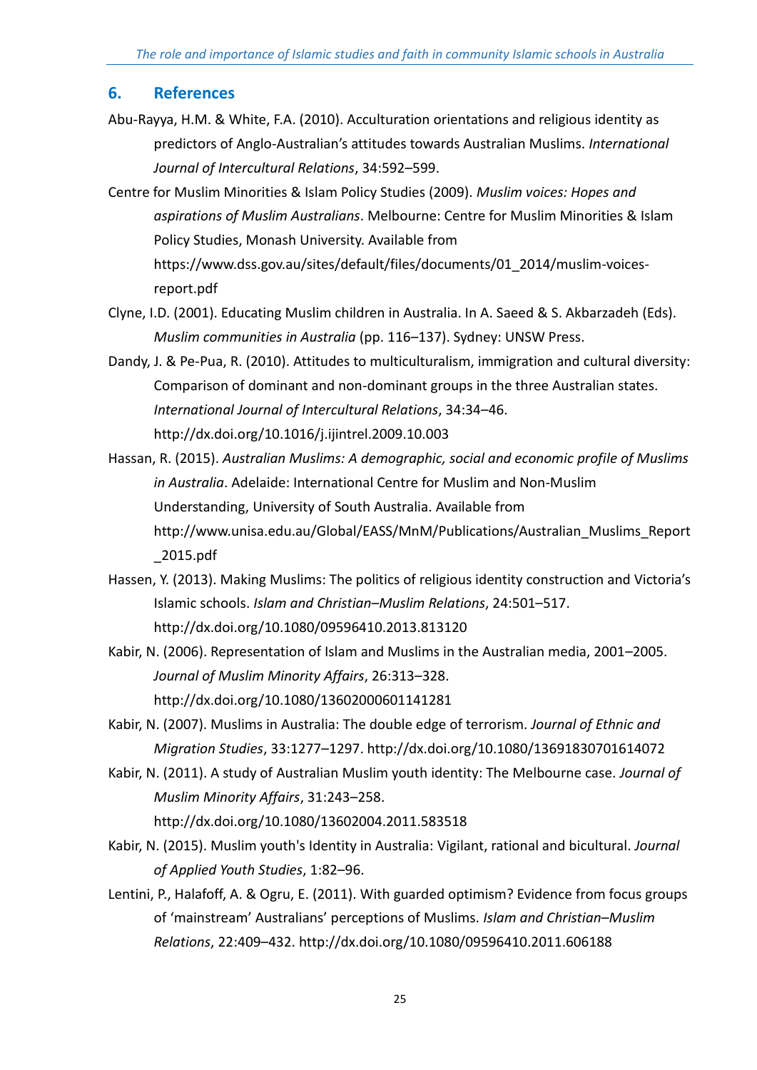## 6. References

Abu-Rayya, H.M. & White, F.A. (2010). Acculturation orientations and religious identity as predictors of Anglo-Australian's attitudes towards Australian Muslims. *International Journal of Intercultural Relations*, 34:592–599.

Centre for Muslim Minorities & Islam Policy Studies (2009). *Muslim voices: Hopes and aspirations of Muslim Australians*. Melbourne: Centre for Muslim Minorities & Islam Policy Studies, Monash University. Available from https://www.dss.gov.au/sites/default/files/documents/01_2014/muslim-voices-report.pdf

Clyne, I.D. (2001). Educating Muslim children in Australia. In A. Saeed & S. Akbarzadeh (Eds). *Muslim communities in Australia* (pp. 116–137). Sydney: UNSW Press.

Dandy, J. & Pe-Pua, R. (2010). Attitudes to multiculturalism, immigration and cultural diversity: Comparison of dominant and non-dominant groups in the three Australian states. *International Journal of Intercultural Relations*, 34:34–46. http://dx.doi.org/10.1016/j.ijintrel.2009.10.003

Hassan, R. (2015). *Australian Muslims: A demographic, social and economic profile of Muslims in Australia*. Adelaide: International Centre for Muslim and Non-Muslim Understanding, University of South Australia. Available from http://www.unisa.edu.au/Global/EASS/MnM/Publications/Australian_Muslims_Report_2015.pdf

Hassen, Y. (2013). Making Muslims: The politics of religious identity construction and Victoria's Islamic schools. *Islam and Christian–Muslim Relations*, 24:501–517. http://dx.doi.org/10.1080/09596410.2013.813120

Kabir, N. (2006). Representation of Islam and Muslims in the Australian media, 2001–2005. *Journal of Muslim Minority Affairs*, 26:313–328. http://dx.doi.org/10.1080/13602000601141281

Kabir, N. (2007). Muslims in Australia: The double edge of terrorism. *Journal of Ethnic and Migration Studies*, 33:1277–1297. http://dx.doi.org/10.1080/13691830701614072

Kabir, N. (2011). A study of Australian Muslim youth identity: The Melbourne case. *Journal of Muslim Minority Affairs*, 31:243–258. http://dx.doi.org/10.1080/13602004.2011.583518

Kabir, N. (2015). Muslim youth's Identity in Australia: Vigilant, rational and bicultural. *Journal of Applied Youth Studies*, 1:82–96.

Lentini, P., Halafoff, A. & Ogru, E. (2011). With guarded optimism? Evidence from focus groups of 'mainstream' Australians' perceptions of Muslims. *Islam and Christian–Muslim Relations*, 22:409–432. http://dx.doi.org/10.1080/09596410.2011.606188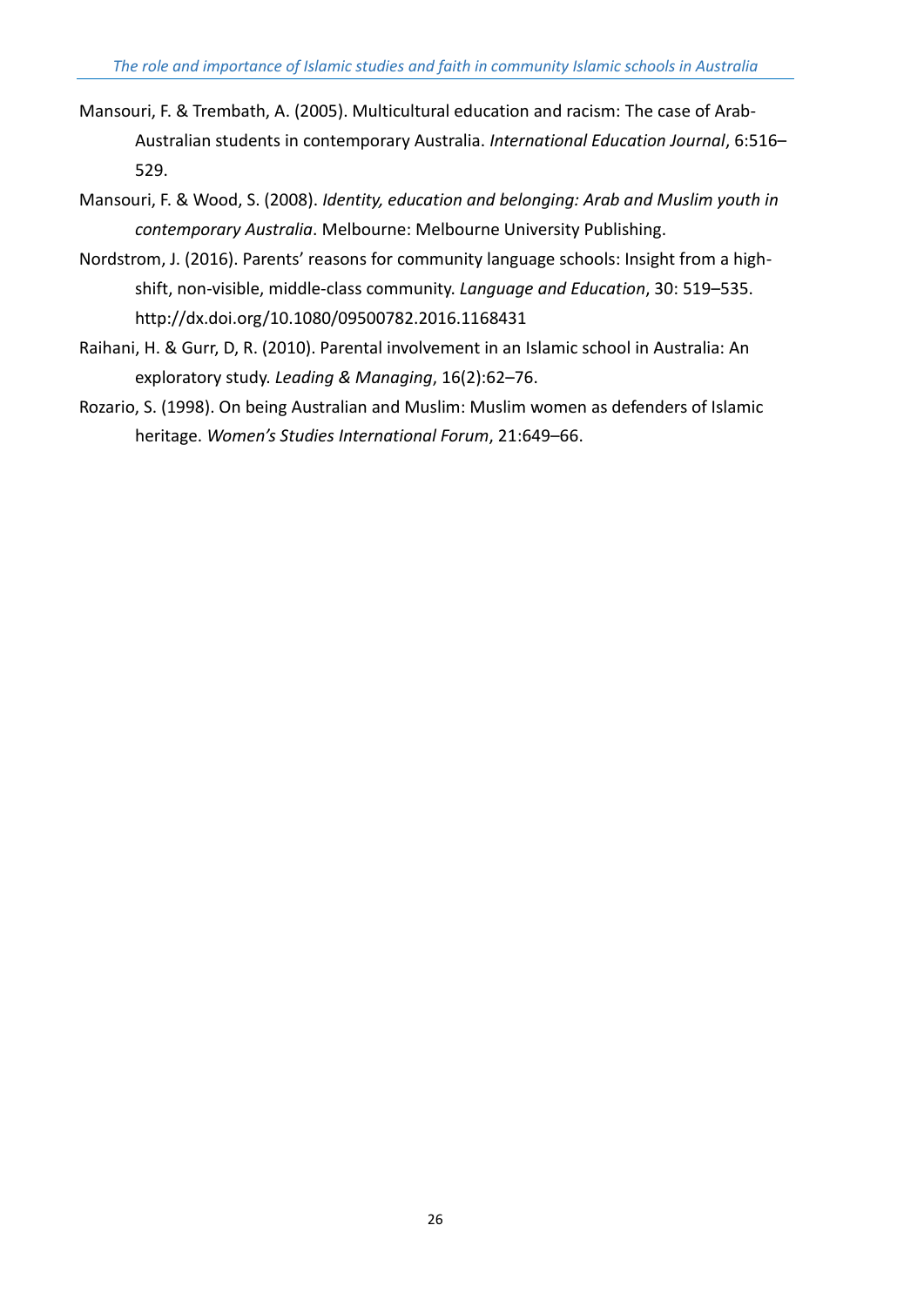Mansouri, F. & Trembath, A. (2005). Multicultural education and racism: The case of Arab-Australian students in contemporary Australia. *International Education Journal*, 6:516–529.

Mansouri, F. & Wood, S. (2008). *Identity, education and belonging: Arab and Muslim youth in contemporary Australia*. Melbourne: Melbourne University Publishing.

Nordstrom, J. (2016). Parents' reasons for community language schools: Insight from a high-shift, non-visible, middle-class community. *Language and Education*, 30: 519–535. http://dx.doi.org/10.1080/09500782.2016.1168431

Raihani, H. & Gurr, D, R. (2010). Parental involvement in an Islamic school in Australia: An exploratory study. *Leading & Managing*, 16(2):62–76.

Rozario, S. (1998). On being Australian and Muslim: Muslim women as defenders of Islamic heritage. *Women's Studies International Forum*, 21:649–66.